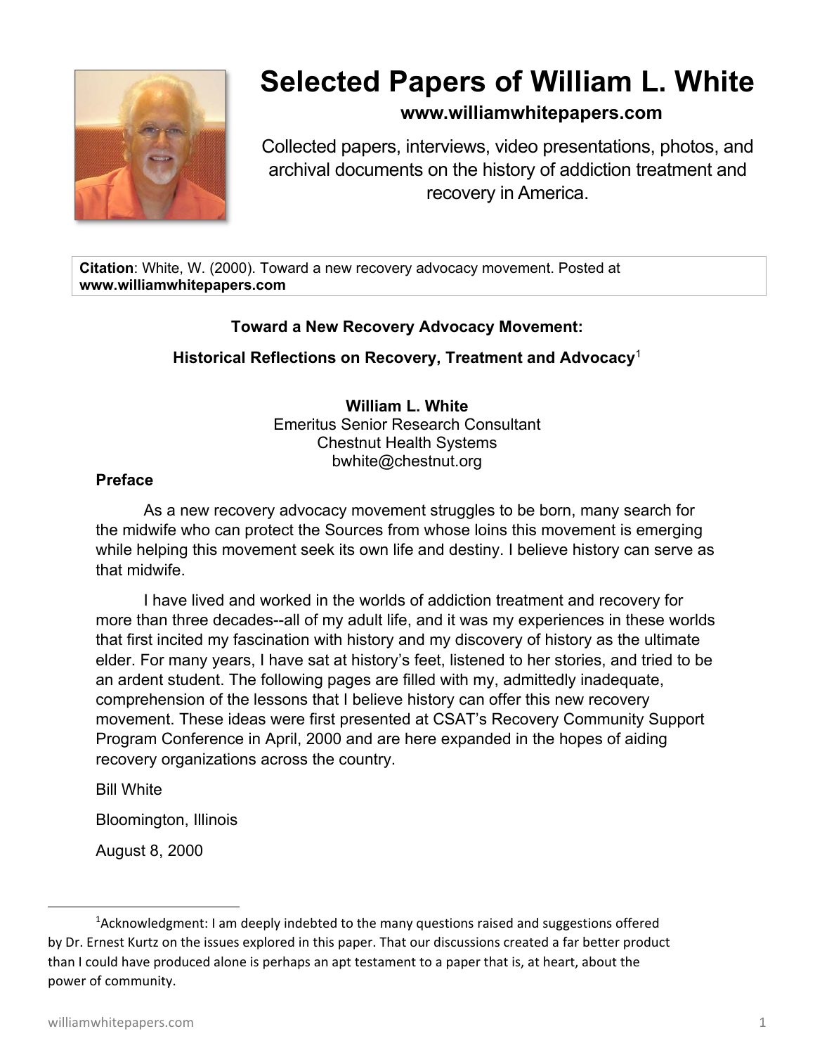# Selected Papers of William L. White

**www.williamwhitepapers.com**

Collected papers, interviews, video presentations, photos, and archival documents on the history of addiction treatment and recovery in America.

**Citation**: White, W. (2000). Toward a new recovery advocacy movement. Posted at **www.williamwhitepapers.com**

## Toward a New Recovery Advocacy Movement:

## Historical Reflections on Recovery, Treatment and Advocacy[1]

**William L. White**
Emeritus Senior Research Consultant
Chestnut Health Systems
bwhite@chestnut.org

### Preface

As a new recovery advocacy movement struggles to be born, many search for the midwife who can protect the Sources from whose loins this movement is emerging while helping this movement seek its own life and destiny. I believe history can serve as that midwife.

I have lived and worked in the worlds of addiction treatment and recovery for more than three decades--all of my adult life, and it was my experiences in these worlds that first incited my fascination with history and my discovery of history as the ultimate elder. For many years, I have sat at history's feet, listened to her stories, and tried to be an ardent student. The following pages are filled with my, admittedly inadequate, comprehension of the lessons that I believe history can offer this new recovery movement. These ideas were first presented at CSAT's Recovery Community Support Program Conference in April, 2000 and are here expanded in the hopes of aiding recovery organizations across the country.

Bill White

Bloomington, Illinois

August 8, 2000

---

[1]Acknowledgment: I am deeply indebted to the many questions raised and suggestions offered by Dr. Ernest Kurtz on the issues explored in this paper. That our discussions created a far better product than I could have produced alone is perhaps an apt testament to a paper that is, at heart, about the power of community.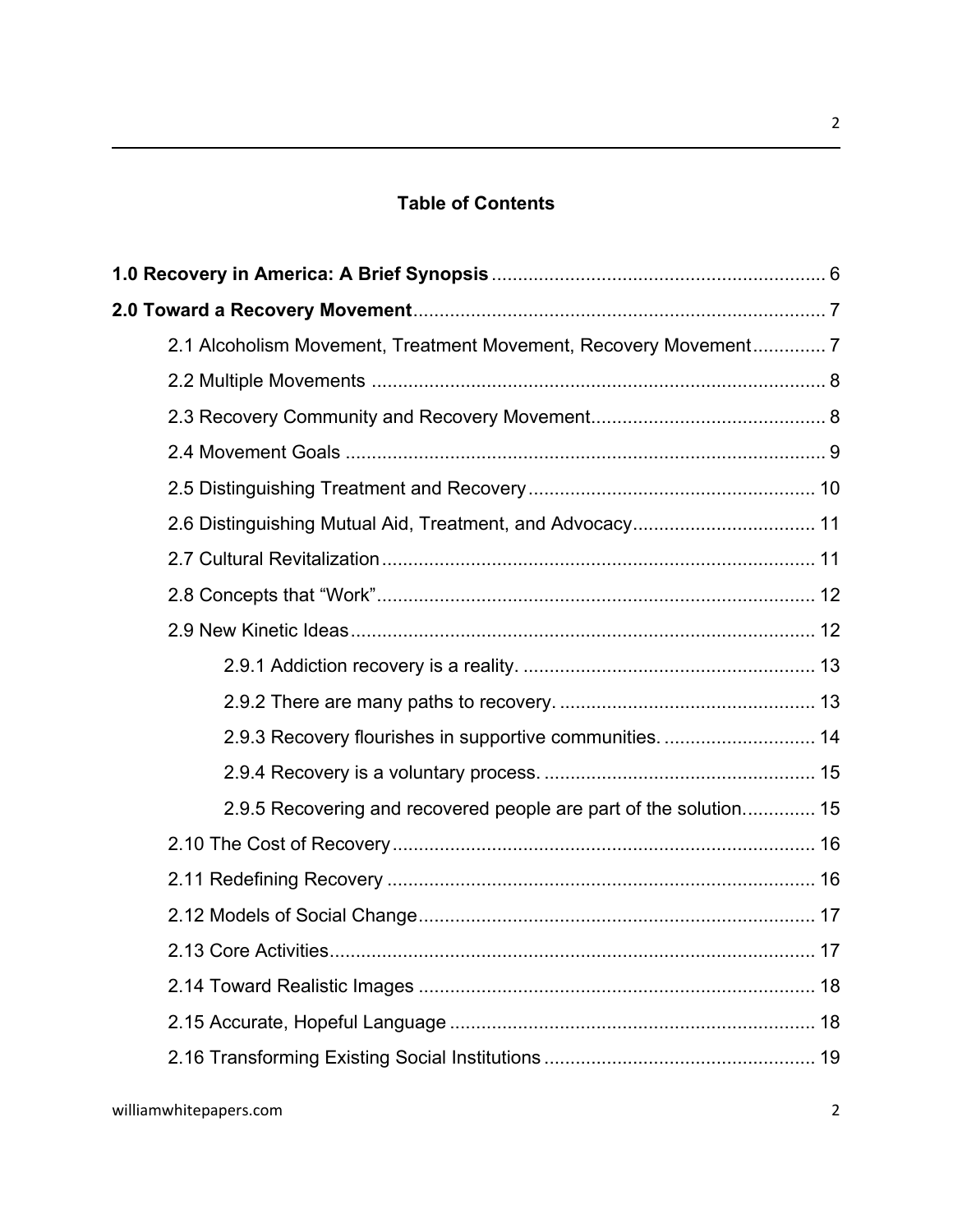## Table of Contents

**1.0 Recovery in America: A Brief Synopsis** ... 6

**2.0 Toward a Recovery Movement** ... 7

- 2.1 Alcoholism Movement, Treatment Movement, Recovery Movement ... 7
- 2.2 Multiple Movements ... 8
- 2.3 Recovery Community and Recovery Movement ... 8
- 2.4 Movement Goals ... 9
- 2.5 Distinguishing Treatment and Recovery ... 10
- 2.6 Distinguishing Mutual Aid, Treatment, and Advocacy ... 11
- 2.7 Cultural Revitalization ... 11
- 2.8 Concepts that "Work" ... 12
- 2.9 New Kinetic Ideas ... 12
  - 2.9.1 Addiction recovery is a reality. ... 13
  - 2.9.2 There are many paths to recovery. ... 13
  - 2.9.3 Recovery flourishes in supportive communities. ... 14
  - 2.9.4 Recovery is a voluntary process. ... 15
  - 2.9.5 Recovering and recovered people are part of the solution. ... 15
- 2.10 The Cost of Recovery ... 16
- 2.11 Redefining Recovery ... 16
- 2.12 Models of Social Change ... 17
- 2.13 Core Activities ... 17
- 2.14 Toward Realistic Images ... 18
- 2.15 Accurate, Hopeful Language ... 18
- 2.16 Transforming Existing Social Institutions ... 19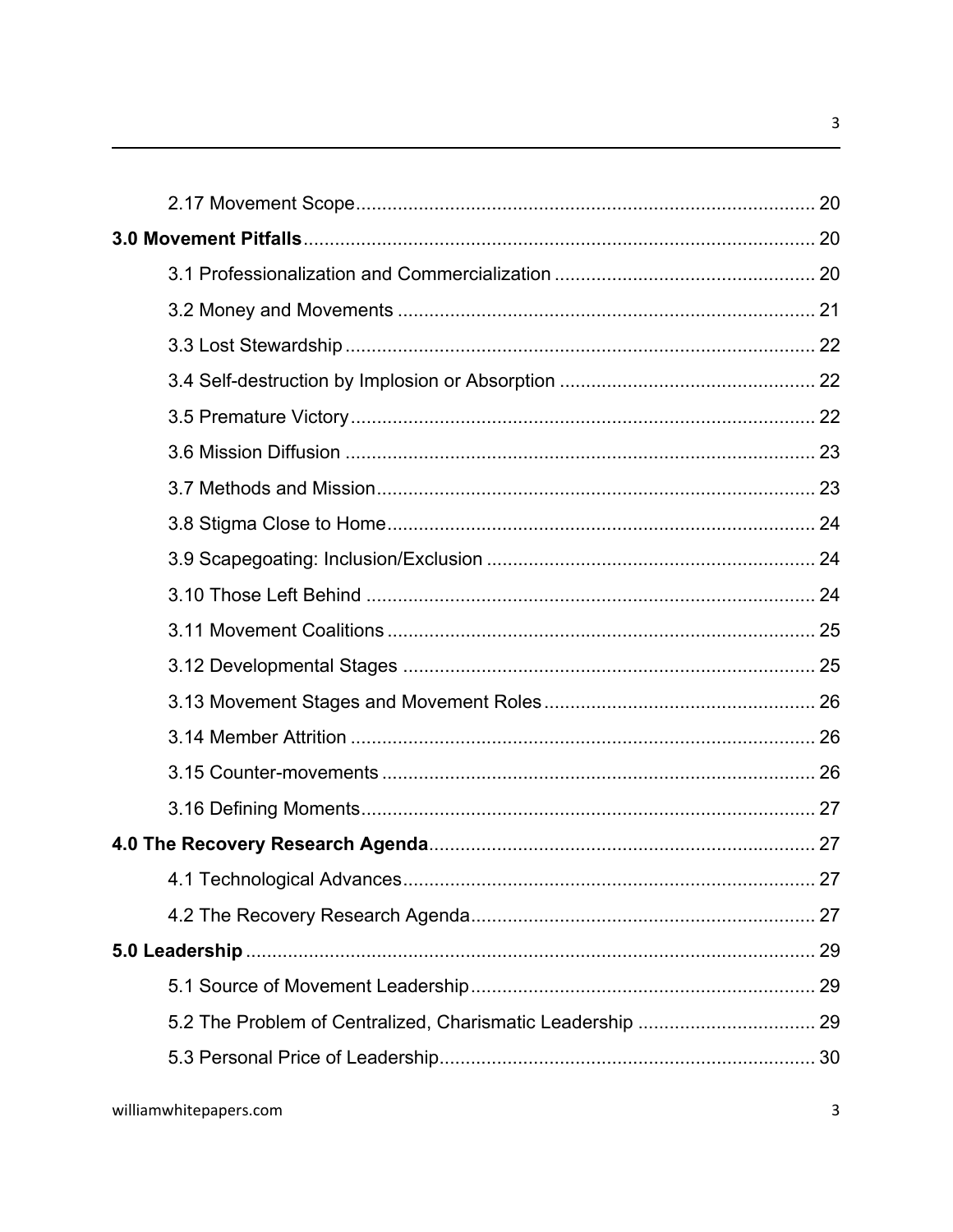2.17 Movement Scope ........................................................................................ 20

**3.0 Movement Pitfalls** .................................................................................................. 20

3.1 Professionalization and Commercialization .................................................. 20

3.2 Money and Movements ................................................................................ 21

3.3 Lost Stewardship .......................................................................................... 22

3.4 Self-destruction by Implosion or Absorption ................................................. 22

3.5 Premature Victory ......................................................................................... 22

3.6 Mission Diffusion .......................................................................................... 23

3.7 Methods and Mission .................................................................................... 23

3.8 Stigma Close to Home .................................................................................. 24

3.9 Scapegoating: Inclusion/Exclusion ............................................................... 24

3.10 Those Left Behind ....................................................................................... 24

3.11 Movement Coalitions ................................................................................... 25

3.12 Developmental Stages ................................................................................ 25

3.13 Movement Stages and Movement Roles ..................................................... 26

3.14 Member Attrition .......................................................................................... 26

3.15 Counter-movements .................................................................................... 26

3.16 Defining Moments ........................................................................................ 27

**4.0 The Recovery Research Agenda** .......................................................................... 27

4.1 Technological Advances ................................................................................ 27

4.2 The Recovery Research Agenda .................................................................. 27

**5.0 Leadership** ............................................................................................................. 29

5.1 Source of Movement Leadership .................................................................. 29

5.2 The Problem of Centralized, Charismatic Leadership .................................. 29

5.3 Personal Price of Leadership ........................................................................ 30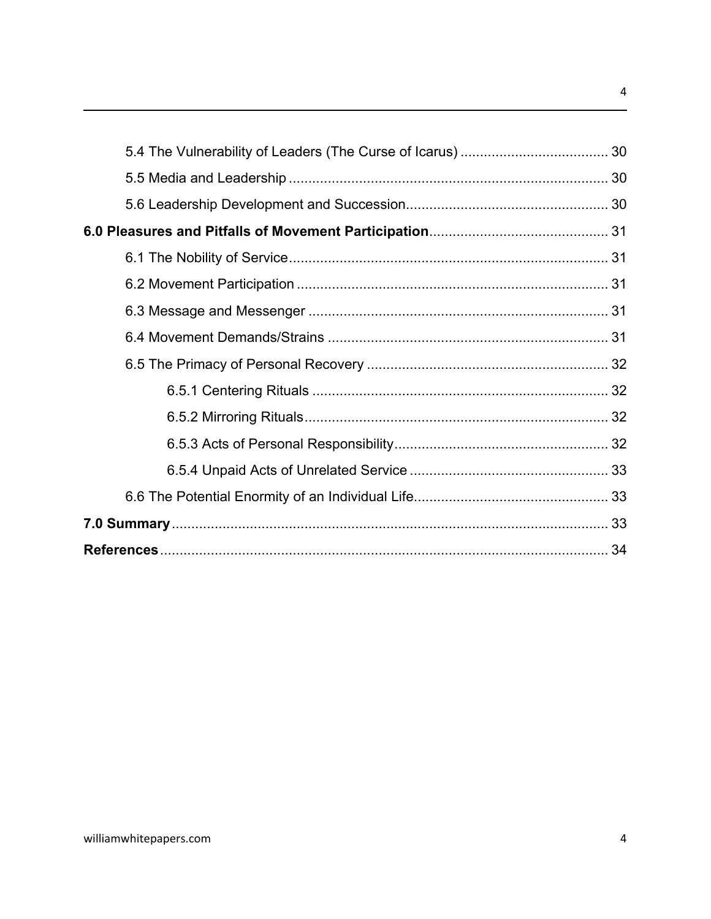5.4 The Vulnerability of Leaders (The Curse of Icarus) ..................................... 30

5.5 Media and Leadership ................................................................................. 30

5.6 Leadership Development and Succession.................................................... 30

**6.0 Pleasures and Pitfalls of Movement Participation**............................................. 31

6.1 The Nobility of Service................................................................................. 31

6.2 Movement Participation ............................................................................... 31

6.3 Message and Messenger ............................................................................ 31

6.4 Movement Demands/Strains ....................................................................... 31

6.5 The Primacy of Personal Recovery ............................................................. 32

6.5.1 Centering Rituals ........................................................................... 32

6.5.2 Mirroring Rituals............................................................................. 32

6.5.3 Acts of Personal Responsibility...................................................... 32

6.5.4 Unpaid Acts of Unrelated Service .................................................. 33

6.6 The Potential Enormity of an Individual Life................................................. 33

**7.0 Summary**............................................................................................................. 33

**References**.............................................................................................................. 34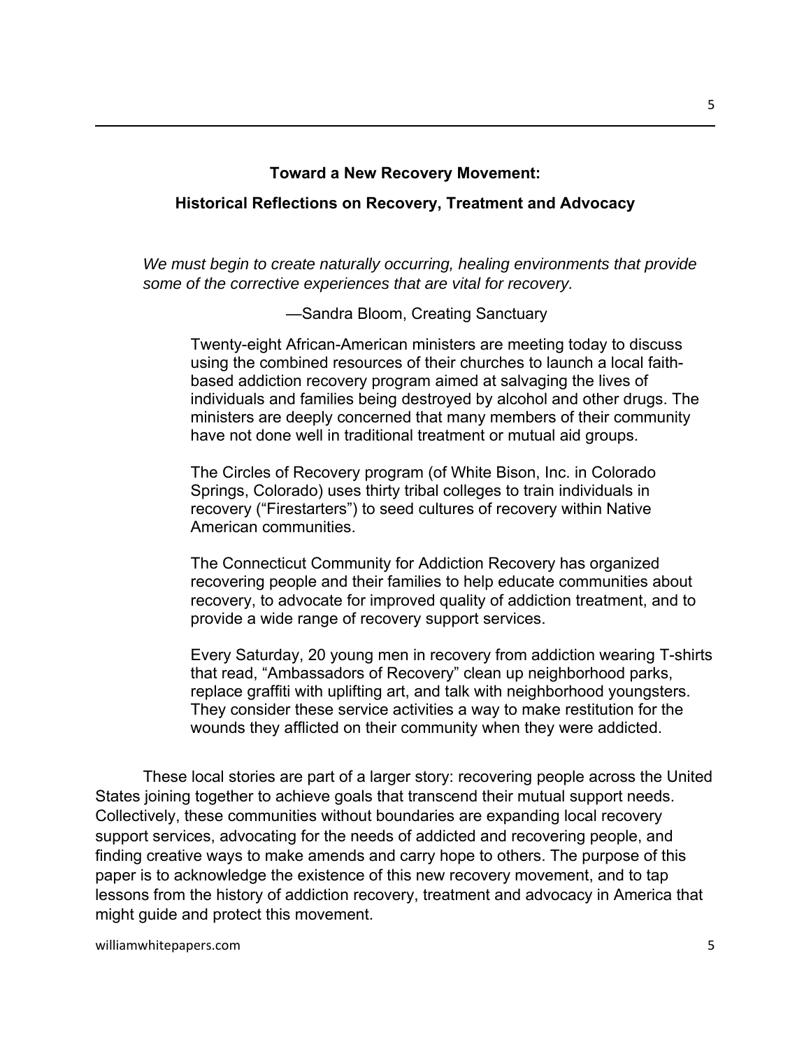## Toward a New Recovery Movement:

## Historical Reflections on Recovery, Treatment and Advocacy

> *We must begin to create naturally occurring, healing environments that provide some of the corrective experiences that are vital for recovery.*
>
> —Sandra Bloom, Creating Sanctuary

> Twenty-eight African-American ministers are meeting today to discuss using the combined resources of their churches to launch a local faith-based addiction recovery program aimed at salvaging the lives of individuals and families being destroyed by alcohol and other drugs. The ministers are deeply concerned that many members of their community have not done well in traditional treatment or mutual aid groups.
>
> The Circles of Recovery program (of White Bison, Inc. in Colorado Springs, Colorado) uses thirty tribal colleges to train individuals in recovery ("Firestarters") to seed cultures of recovery within Native American communities.
>
> The Connecticut Community for Addiction Recovery has organized recovering people and their families to help educate communities about recovery, to advocate for improved quality of addiction treatment, and to provide a wide range of recovery support services.
>
> Every Saturday, 20 young men in recovery from addiction wearing T-shirts that read, "Ambassadors of Recovery" clean up neighborhood parks, replace graffiti with uplifting art, and talk with neighborhood youngsters. They consider these service activities a way to make restitution for the wounds they afflicted on their community when they were addicted.

These local stories are part of a larger story: recovering people across the United States joining together to achieve goals that transcend their mutual support needs. Collectively, these communities without boundaries are expanding local recovery support services, advocating for the needs of addicted and recovering people, and finding creative ways to make amends and carry hope to others. The purpose of this paper is to acknowledge the existence of this new recovery movement, and to tap lessons from the history of addiction recovery, treatment and advocacy in America that might guide and protect this movement.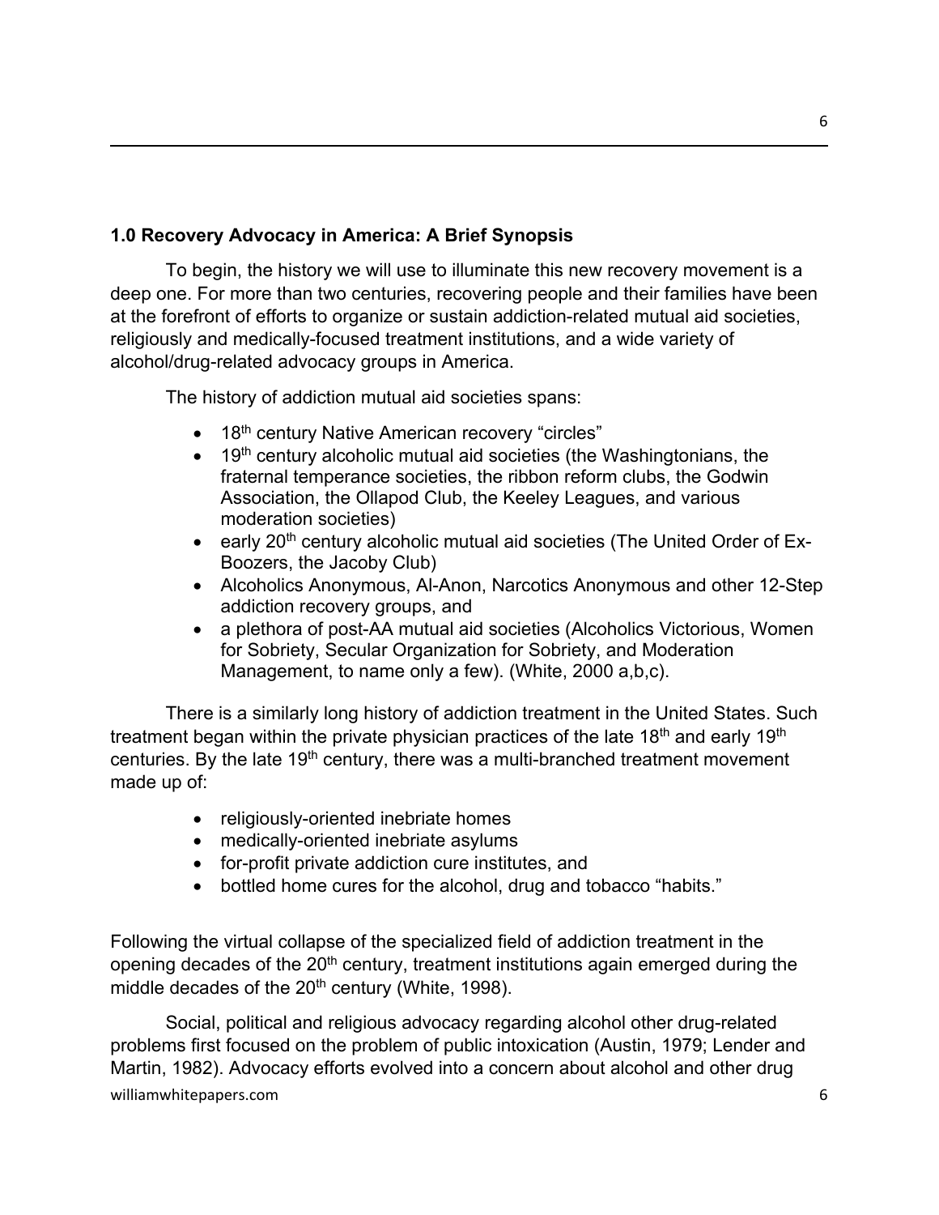## 1.0 Recovery Advocacy in America: A Brief Synopsis

To begin, the history we will use to illuminate this new recovery movement is a deep one. For more than two centuries, recovering people and their families have been at the forefront of efforts to organize or sustain addiction-related mutual aid societies, religiously and medically-focused treatment institutions, and a wide variety of alcohol/drug-related advocacy groups in America.

The history of addiction mutual aid societies spans:

- 18th century Native American recovery "circles"
- 19th century alcoholic mutual aid societies (the Washingtonians, the fraternal temperance societies, the ribbon reform clubs, the Godwin Association, the Ollapod Club, the Keeley Leagues, and various moderation societies)
- early 20th century alcoholic mutual aid societies (The United Order of Ex-Boozers, the Jacoby Club)
- Alcoholics Anonymous, Al-Anon, Narcotics Anonymous and other 12-Step addiction recovery groups, and
- a plethora of post-AA mutual aid societies (Alcoholics Victorious, Women for Sobriety, Secular Organization for Sobriety, and Moderation Management, to name only a few). (White, 2000 a,b,c).

There is a similarly long history of addiction treatment in the United States. Such treatment began within the private physician practices of the late 18th and early 19th centuries. By the late 19th century, there was a multi-branched treatment movement made up of:

- religiously-oriented inebriate homes
- medically-oriented inebriate asylums
- for-profit private addiction cure institutes, and
- bottled home cures for the alcohol, drug and tobacco "habits."

Following the virtual collapse of the specialized field of addiction treatment in the opening decades of the 20th century, treatment institutions again emerged during the middle decades of the 20th century (White, 1998).

Social, political and religious advocacy regarding alcohol other drug-related problems first focused on the problem of public intoxication (Austin, 1979; Lender and Martin, 1982). Advocacy efforts evolved into a concern about alcohol and other drug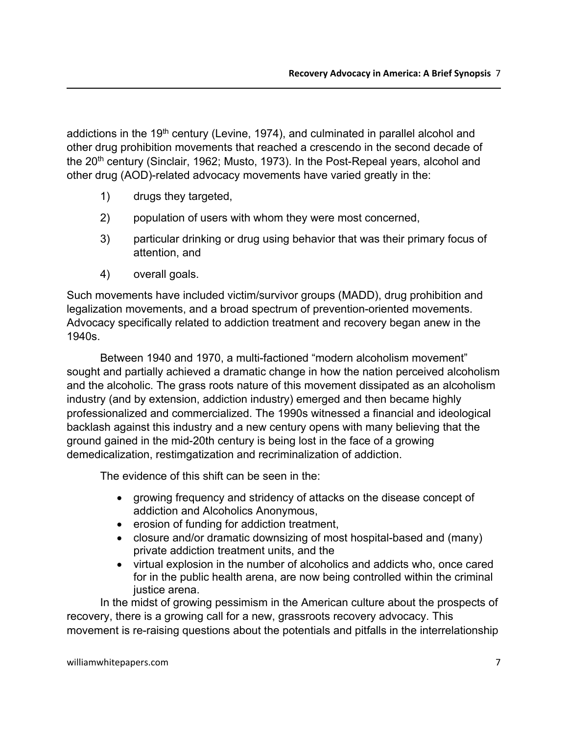addictions in the 19th century (Levine, 1974), and culminated in parallel alcohol and other drug prohibition movements that reached a crescendo in the second decade of the 20th century (Sinclair, 1962; Musto, 1973). In the Post-Repeal years, alcohol and other drug (AOD)-related advocacy movements have varied greatly in the:

1) drugs they targeted,
2) population of users with whom they were most concerned,
3) particular drinking or drug using behavior that was their primary focus of attention, and
4) overall goals.

Such movements have included victim/survivor groups (MADD), drug prohibition and legalization movements, and a broad spectrum of prevention-oriented movements. Advocacy specifically related to addiction treatment and recovery began anew in the 1940s.

Between 1940 and 1970, a multi-factioned "modern alcoholism movement" sought and partially achieved a dramatic change in how the nation perceived alcoholism and the alcoholic. The grass roots nature of this movement dissipated as an alcoholism industry (and by extension, addiction industry) emerged and then became highly professionalized and commercialized. The 1990s witnessed a financial and ideological backlash against this industry and a new century opens with many believing that the ground gained in the mid-20th century is being lost in the face of a growing demedicalization, restimgatization and recriminalization of addiction.

The evidence of this shift can be seen in the:

- growing frequency and stridency of attacks on the disease concept of addiction and Alcoholics Anonymous,
- erosion of funding for addiction treatment,
- closure and/or dramatic downsizing of most hospital-based and (many) private addiction treatment units, and the
- virtual explosion in the number of alcoholics and addicts who, once cared for in the public health arena, are now being controlled within the criminal justice arena.

In the midst of growing pessimism in the American culture about the prospects of recovery, there is a growing call for a new, grassroots recovery advocacy. This movement is re-raising questions about the potentials and pitfalls in the interrelationship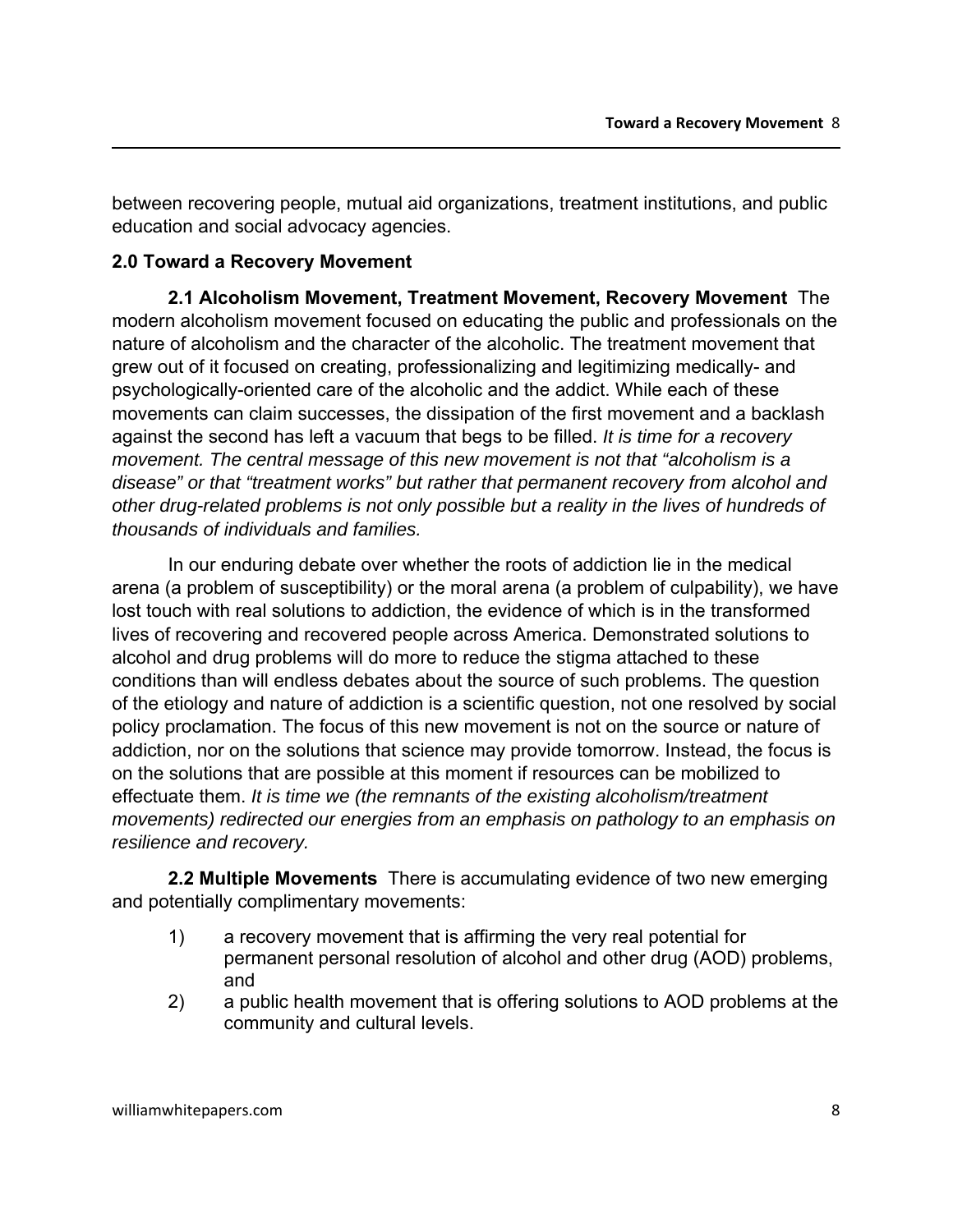between recovering people, mutual aid organizations, treatment institutions, and public education and social advocacy agencies.

## 2.0 Toward a Recovery Movement

**2.1 Alcoholism Movement, Treatment Movement, Recovery Movement** The modern alcoholism movement focused on educating the public and professionals on the nature of alcoholism and the character of the alcoholic. The treatment movement that grew out of it focused on creating, professionalizing and legitimizing medically- and psychologically-oriented care of the alcoholic and the addict. While each of these movements can claim successes, the dissipation of the first movement and a backlash against the second has left a vacuum that begs to be filled. *It is time for a recovery movement. The central message of this new movement is not that "alcoholism is a disease" or that "treatment works" but rather that permanent recovery from alcohol and other drug-related problems is not only possible but a reality in the lives of hundreds of thousands of individuals and families.*

In our enduring debate over whether the roots of addiction lie in the medical arena (a problem of susceptibility) or the moral arena (a problem of culpability), we have lost touch with real solutions to addiction, the evidence of which is in the transformed lives of recovering and recovered people across America. Demonstrated solutions to alcohol and drug problems will do more to reduce the stigma attached to these conditions than will endless debates about the source of such problems. The question of the etiology and nature of addiction is a scientific question, not one resolved by social policy proclamation. The focus of this new movement is not on the source or nature of addiction, nor on the solutions that science may provide tomorrow. Instead, the focus is on the solutions that are possible at this moment if resources can be mobilized to effectuate them. *It is time we (the remnants of the existing alcoholism/treatment movements) redirected our energies from an emphasis on pathology to an emphasis on resilience and recovery.*

**2.2 Multiple Movements** There is accumulating evidence of two new emerging and potentially complimentary movements:

1) a recovery movement that is affirming the very real potential for permanent personal resolution of alcohol and other drug (AOD) problems, and
2) a public health movement that is offering solutions to AOD problems at the community and cultural levels.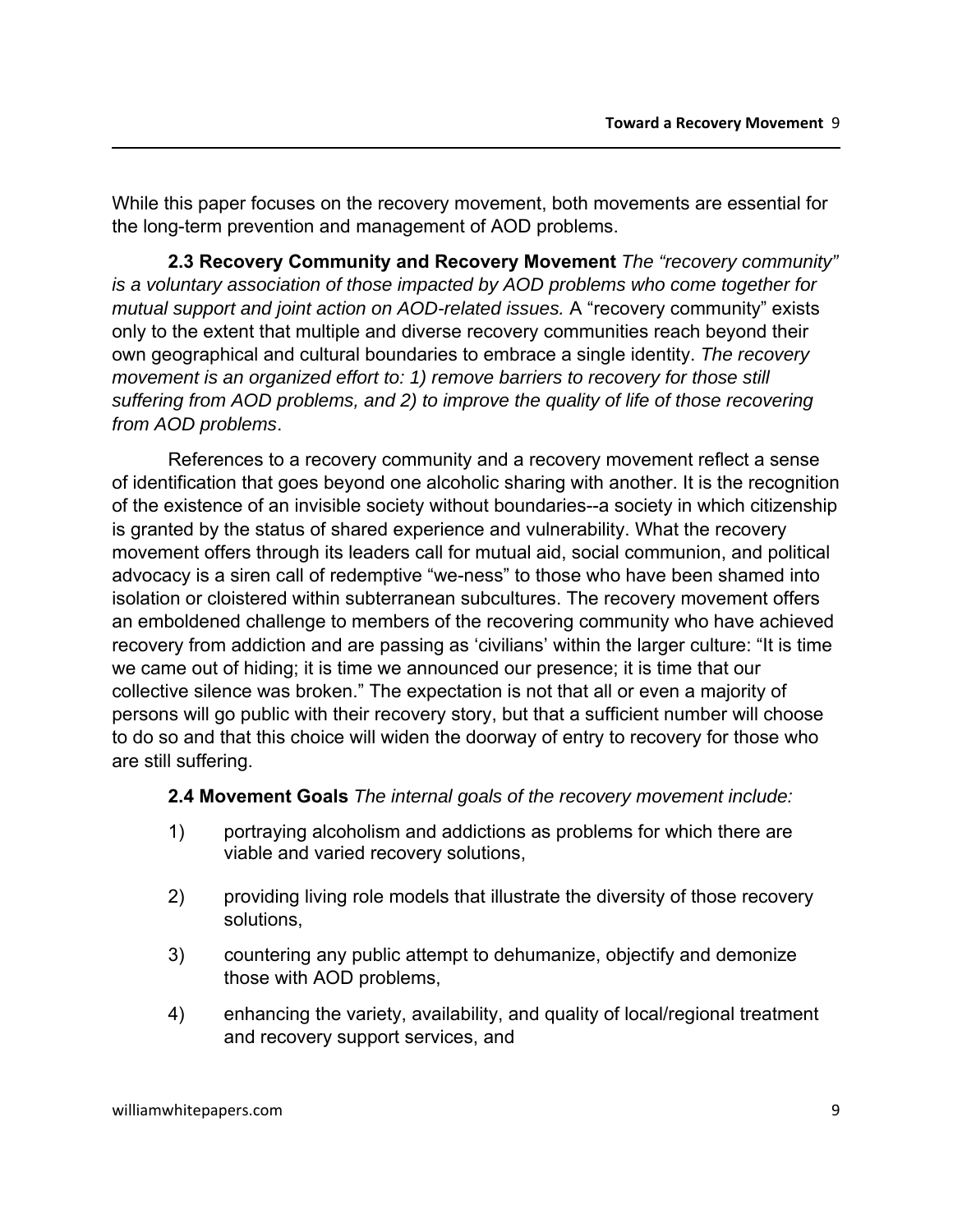While this paper focuses on the recovery movement, both movements are essential for the long-term prevention and management of AOD problems.

**2.3 Recovery Community and Recovery Movement** *The "recovery community" is a voluntary association of those impacted by AOD problems who come together for mutual support and joint action on AOD-related issues.* A "recovery community" exists only to the extent that multiple and diverse recovery communities reach beyond their own geographical and cultural boundaries to embrace a single identity. *The recovery movement is an organized effort to: 1) remove barriers to recovery for those still suffering from AOD problems, and 2) to improve the quality of life of those recovering from AOD problems*.

References to a recovery community and a recovery movement reflect a sense of identification that goes beyond one alcoholic sharing with another. It is the recognition of the existence of an invisible society without boundaries--a society in which citizenship is granted by the status of shared experience and vulnerability. What the recovery movement offers through its leaders call for mutual aid, social communion, and political advocacy is a siren call of redemptive "we-ness" to those who have been shamed into isolation or cloistered within subterranean subcultures. The recovery movement offers an emboldened challenge to members of the recovering community who have achieved recovery from addiction and are passing as 'civilians' within the larger culture: "It is time we came out of hiding; it is time we announced our presence; it is time that our collective silence was broken." The expectation is not that all or even a majority of persons will go public with their recovery story, but that a sufficient number will choose to do so and that this choice will widen the doorway of entry to recovery for those who are still suffering.

**2.4 Movement Goals** *The internal goals of the recovery movement include:*

1) portraying alcoholism and addictions as problems for which there are viable and varied recovery solutions,

2) providing living role models that illustrate the diversity of those recovery solutions,

3) countering any public attempt to dehumanize, objectify and demonize those with AOD problems,

4) enhancing the variety, availability, and quality of local/regional treatment and recovery support services, and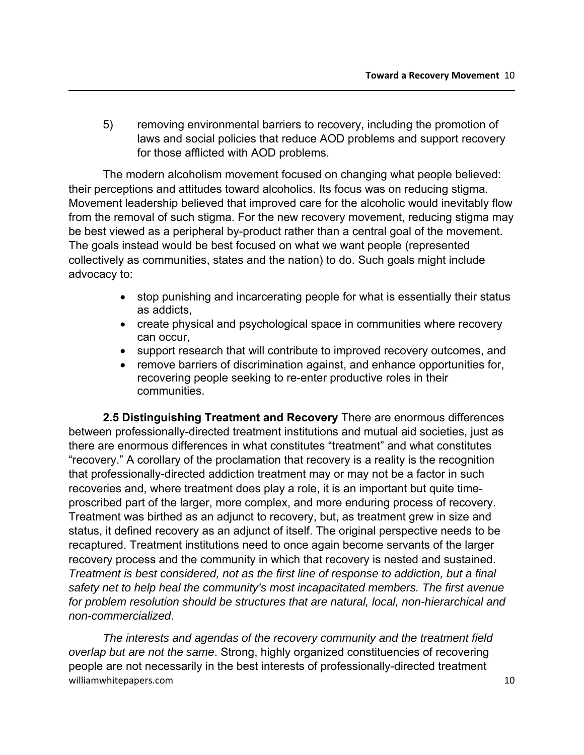5) removing environmental barriers to recovery, including the promotion of laws and social policies that reduce AOD problems and support recovery for those afflicted with AOD problems.

The modern alcoholism movement focused on changing what people believed: their perceptions and attitudes toward alcoholics. Its focus was on reducing stigma. Movement leadership believed that improved care for the alcoholic would inevitably flow from the removal of such stigma. For the new recovery movement, reducing stigma may be best viewed as a peripheral by-product rather than a central goal of the movement. The goals instead would be best focused on what we want people (represented collectively as communities, states and the nation) to do. Such goals might include advocacy to:

- stop punishing and incarcerating people for what is essentially their status as addicts,
- create physical and psychological space in communities where recovery can occur,
- support research that will contribute to improved recovery outcomes, and
- remove barriers of discrimination against, and enhance opportunities for, recovering people seeking to re-enter productive roles in their communities.

**2.5 Distinguishing Treatment and Recovery** There are enormous differences between professionally-directed treatment institutions and mutual aid societies, just as there are enormous differences in what constitutes "treatment" and what constitutes "recovery." A corollary of the proclamation that recovery is a reality is the recognition that professionally-directed addiction treatment may or may not be a factor in such recoveries and, where treatment does play a role, it is an important but quite time-proscribed part of the larger, more complex, and more enduring process of recovery. Treatment was birthed as an adjunct to recovery, but, as treatment grew in size and status, it defined recovery as an adjunct of itself. The original perspective needs to be recaptured. Treatment institutions need to once again become servants of the larger recovery process and the community in which that recovery is nested and sustained. *Treatment is best considered, not as the first line of response to addiction, but a final safety net to help heal the community's most incapacitated members. The first avenue for problem resolution should be structures that are natural, local, non-hierarchical and non-commercialized*.

*The interests and agendas of the recovery community and the treatment field overlap but are not the same*. Strong, highly organized constituencies of recovering people are not necessarily in the best interests of professionally-directed treatment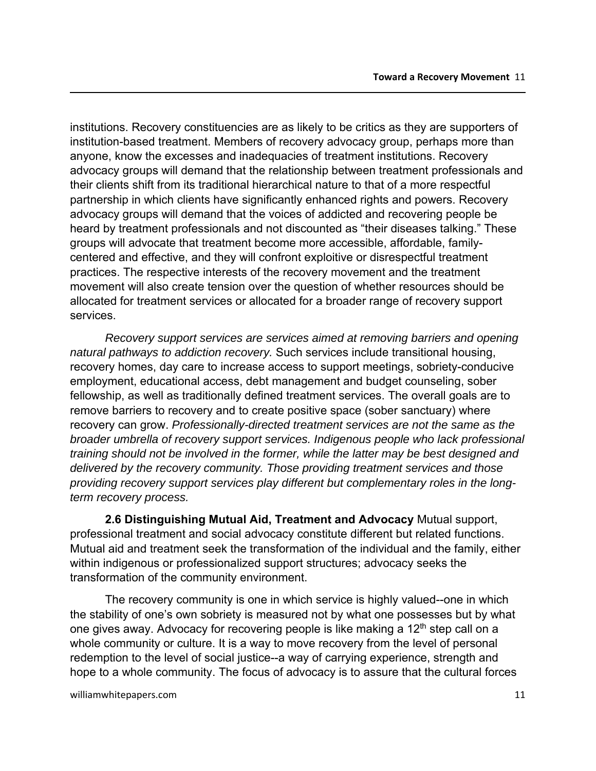institutions. Recovery constituencies are as likely to be critics as they are supporters of institution-based treatment. Members of recovery advocacy group, perhaps more than anyone, know the excesses and inadequacies of treatment institutions. Recovery advocacy groups will demand that the relationship between treatment professionals and their clients shift from its traditional hierarchical nature to that of a more respectful partnership in which clients have significantly enhanced rights and powers. Recovery advocacy groups will demand that the voices of addicted and recovering people be heard by treatment professionals and not discounted as "their diseases talking." These groups will advocate that treatment become more accessible, affordable, family-centered and effective, and they will confront exploitive or disrespectful treatment practices. The respective interests of the recovery movement and the treatment movement will also create tension over the question of whether resources should be allocated for treatment services or allocated for a broader range of recovery support services.

*Recovery support services are services aimed at removing barriers and opening natural pathways to addiction recovery.* Such services include transitional housing, recovery homes, day care to increase access to support meetings, sobriety-conducive employment, educational access, debt management and budget counseling, sober fellowship, as well as traditionally defined treatment services. The overall goals are to remove barriers to recovery and to create positive space (sober sanctuary) where recovery can grow. *Professionally-directed treatment services are not the same as the broader umbrella of recovery support services. Indigenous people who lack professional training should not be involved in the former, while the latter may be best designed and delivered by the recovery community. Those providing treatment services and those providing recovery support services play different but complementary roles in the long-term recovery process.*

**2.6 Distinguishing Mutual Aid, Treatment and Advocacy** Mutual support, professional treatment and social advocacy constitute different but related functions. Mutual aid and treatment seek the transformation of the individual and the family, either within indigenous or professionalized support structures; advocacy seeks the transformation of the community environment.

The recovery community is one in which service is highly valued--one in which the stability of one's own sobriety is measured not by what one possesses but by what one gives away. Advocacy for recovering people is like making a 12th step call on a whole community or culture. It is a way to move recovery from the level of personal redemption to the level of social justice--a way of carrying experience, strength and hope to a whole community. The focus of advocacy is to assure that the cultural forces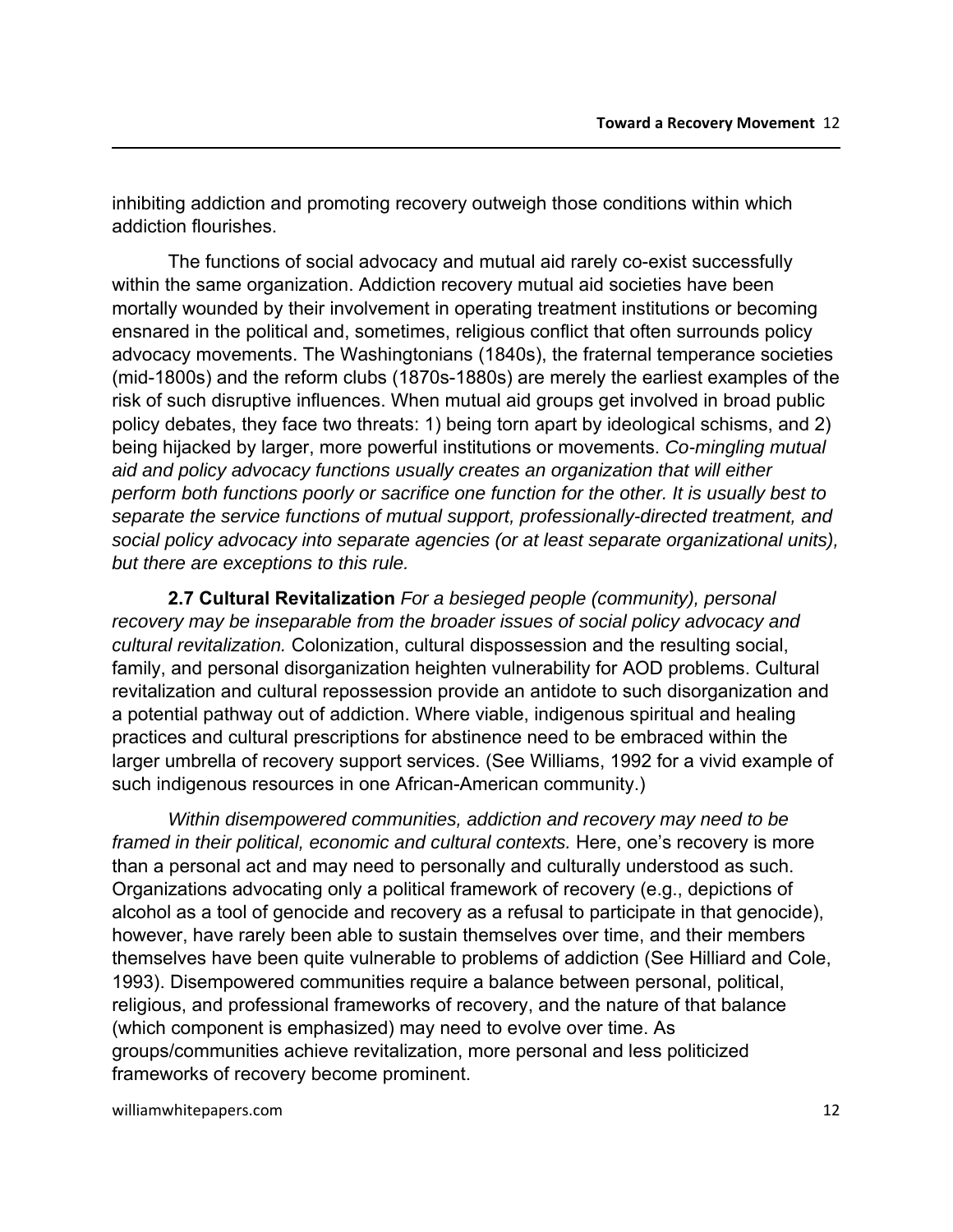inhibiting addiction and promoting recovery outweigh those conditions within which addiction flourishes.

The functions of social advocacy and mutual aid rarely co-exist successfully within the same organization. Addiction recovery mutual aid societies have been mortally wounded by their involvement in operating treatment institutions or becoming ensnared in the political and, sometimes, religious conflict that often surrounds policy advocacy movements. The Washingtonians (1840s), the fraternal temperance societies (mid-1800s) and the reform clubs (1870s-1880s) are merely the earliest examples of the risk of such disruptive influences. When mutual aid groups get involved in broad public policy debates, they face two threats: 1) being torn apart by ideological schisms, and 2) being hijacked by larger, more powerful institutions or movements. *Co-mingling mutual aid and policy advocacy functions usually creates an organization that will either perform both functions poorly or sacrifice one function for the other. It is usually best to separate the service functions of mutual support, professionally-directed treatment, and social policy advocacy into separate agencies (or at least separate organizational units), but there are exceptions to this rule.*

**2.7 Cultural Revitalization** *For a besieged people (community), personal recovery may be inseparable from the broader issues of social policy advocacy and cultural revitalization.* Colonization, cultural dispossession and the resulting social, family, and personal disorganization heighten vulnerability for AOD problems. Cultural revitalization and cultural repossession provide an antidote to such disorganization and a potential pathway out of addiction. Where viable, indigenous spiritual and healing practices and cultural prescriptions for abstinence need to be embraced within the larger umbrella of recovery support services. (See Williams, 1992 for a vivid example of such indigenous resources in one African-American community.)

*Within disempowered communities, addiction and recovery may need to be framed in their political, economic and cultural contexts.* Here, one's recovery is more than a personal act and may need to personally and culturally understood as such. Organizations advocating only a political framework of recovery (e.g., depictions of alcohol as a tool of genocide and recovery as a refusal to participate in that genocide), however, have rarely been able to sustain themselves over time, and their members themselves have been quite vulnerable to problems of addiction (See Hilliard and Cole, 1993). Disempowered communities require a balance between personal, political, religious, and professional frameworks of recovery, and the nature of that balance (which component is emphasized) may need to evolve over time. As groups/communities achieve revitalization, more personal and less politicized frameworks of recovery become prominent.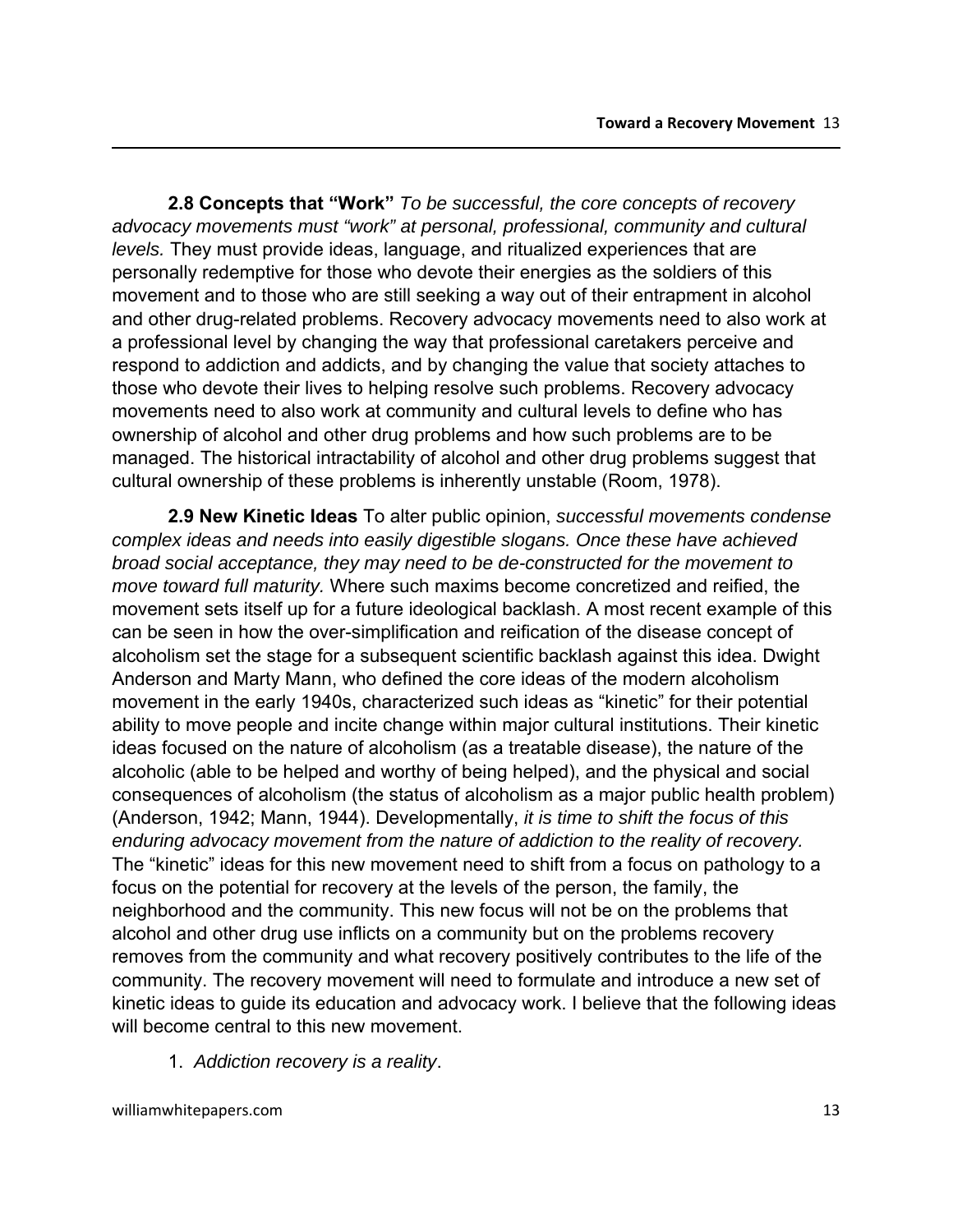**2.8 Concepts that "Work"** *To be successful, the core concepts of recovery advocacy movements must "work" at personal, professional, community and cultural levels.* They must provide ideas, language, and ritualized experiences that are personally redemptive for those who devote their energies as the soldiers of this movement and to those who are still seeking a way out of their entrapment in alcohol and other drug-related problems. Recovery advocacy movements need to also work at a professional level by changing the way that professional caretakers perceive and respond to addiction and addicts, and by changing the value that society attaches to those who devote their lives to helping resolve such problems. Recovery advocacy movements need to also work at community and cultural levels to define who has ownership of alcohol and other drug problems and how such problems are to be managed. The historical intractability of alcohol and other drug problems suggest that cultural ownership of these problems is inherently unstable (Room, 1978).

**2.9 New Kinetic Ideas** To alter public opinion, *successful movements condense complex ideas and needs into easily digestible slogans. Once these have achieved broad social acceptance, they may need to be de-constructed for the movement to move toward full maturity.* Where such maxims become concretized and reified, the movement sets itself up for a future ideological backlash. A most recent example of this can be seen in how the over-simplification and reification of the disease concept of alcoholism set the stage for a subsequent scientific backlash against this idea. Dwight Anderson and Marty Mann, who defined the core ideas of the modern alcoholism movement in the early 1940s, characterized such ideas as "kinetic" for their potential ability to move people and incite change within major cultural institutions. Their kinetic ideas focused on the nature of alcoholism (as a treatable disease), the nature of the alcoholic (able to be helped and worthy of being helped), and the physical and social consequences of alcoholism (the status of alcoholism as a major public health problem) (Anderson, 1942; Mann, 1944). Developmentally, *it is time to shift the focus of this enduring advocacy movement from the nature of addiction to the reality of recovery.* The "kinetic" ideas for this new movement need to shift from a focus on pathology to a focus on the potential for recovery at the levels of the person, the family, the neighborhood and the community. This new focus will not be on the problems that alcohol and other drug use inflicts on a community but on the problems recovery removes from the community and what recovery positively contributes to the life of the community. The recovery movement will need to formulate and introduce a new set of kinetic ideas to guide its education and advocacy work. I believe that the following ideas will become central to this new movement.

1. *Addiction recovery is a reality*.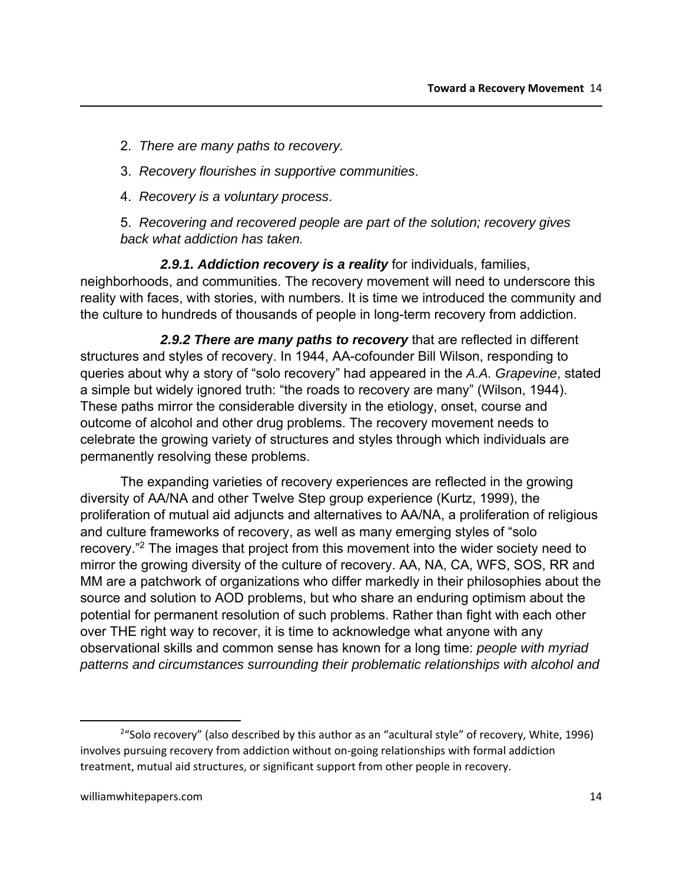2. *There are many paths to recovery.*

3. *Recovery flourishes in supportive communities*.

4. *Recovery is a voluntary process*.

5. *Recovering and recovered people are part of the solution; recovery gives back what addiction has taken.*

***2.9.1. Addiction recovery is a reality*** for individuals, families, neighborhoods, and communities. The recovery movement will need to underscore this reality with faces, with stories, with numbers. It is time we introduced the community and the culture to hundreds of thousands of people in long-term recovery from addiction.

***2.9.2 There are many paths to recovery*** that are reflected in different structures and styles of recovery. In 1944, AA-cofounder Bill Wilson, responding to queries about why a story of "solo recovery" had appeared in the *A.A. Grapevine*, stated a simple but widely ignored truth: "the roads to recovery are many" (Wilson, 1944). These paths mirror the considerable diversity in the etiology, onset, course and outcome of alcohol and other drug problems. The recovery movement needs to celebrate the growing variety of structures and styles through which individuals are permanently resolving these problems.

The expanding varieties of recovery experiences are reflected in the growing diversity of AA/NA and other Twelve Step group experience (Kurtz, 1999), the proliferation of mutual aid adjuncts and alternatives to AA/NA, a proliferation of religious and culture frameworks of recovery, as well as many emerging styles of "solo recovery."[2] The images that project from this movement into the wider society need to mirror the growing diversity of the culture of recovery. AA, NA, CA, WFS, SOS, RR and MM are a patchwork of organizations who differ markedly in their philosophies about the source and solution to AOD problems, but who share an enduring optimism about the potential for permanent resolution of such problems. Rather than fight with each other over THE right way to recover, it is time to acknowledge what anyone with any observational skills and common sense has known for a long time: *people with myriad patterns and circumstances surrounding their problematic relationships with alcohol and*

[2] "Solo recovery" (also described by this author as an "acultural style" of recovery, White, 1996) involves pursuing recovery from addiction without on-going relationships with formal addiction treatment, mutual aid structures, or significant support from other people in recovery.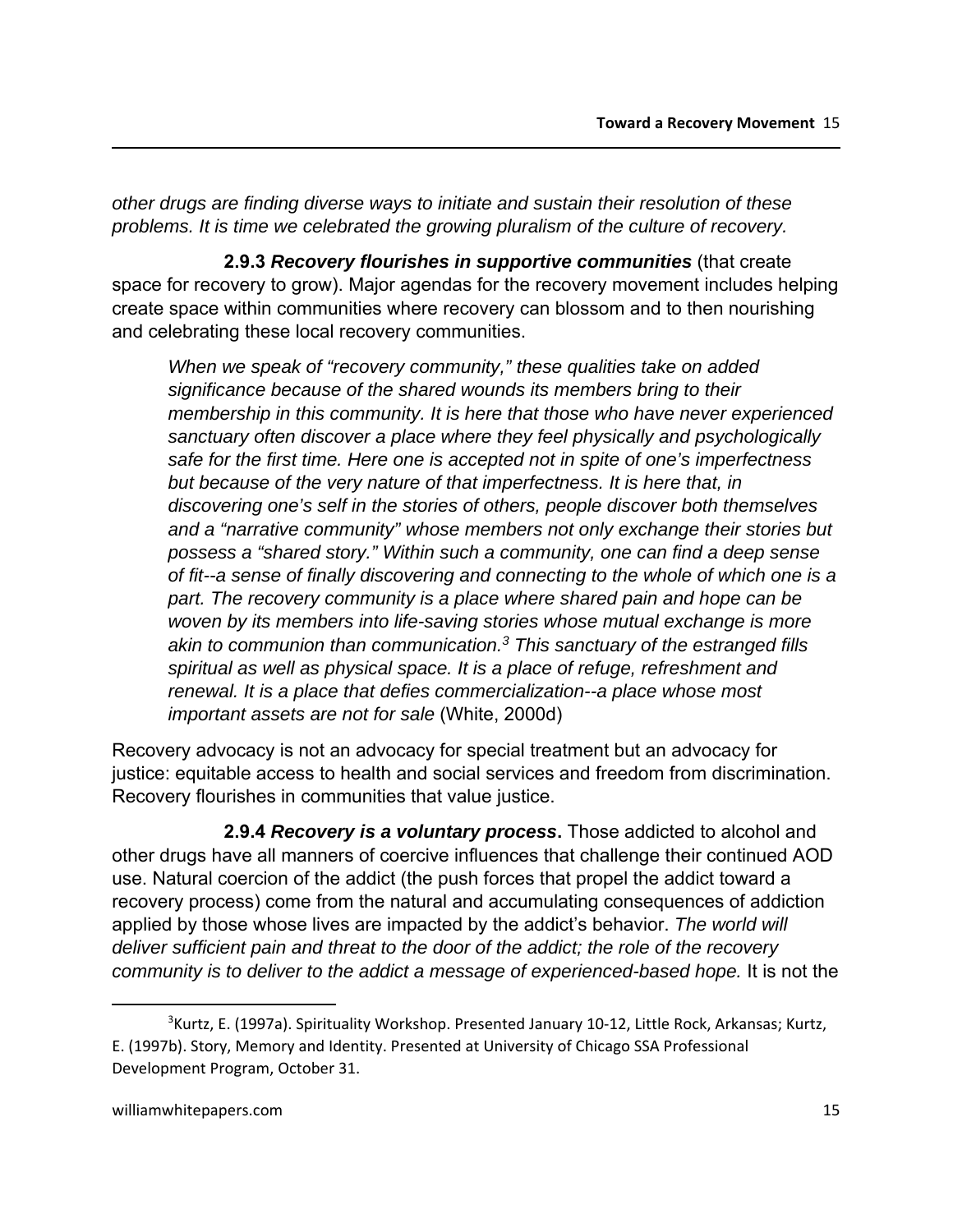*other drugs are finding diverse ways to initiate and sustain their resolution of these problems. It is time we celebrated the growing pluralism of the culture of recovery.*

**2.9.3 *Recovery flourishes in supportive communities*** (that create space for recovery to grow). Major agendas for the recovery movement includes helping create space within communities where recovery can blossom and to then nourishing and celebrating these local recovery communities.

> *When we speak of "recovery community," these qualities take on added significance because of the shared wounds its members bring to their membership in this community. It is here that those who have never experienced sanctuary often discover a place where they feel physically and psychologically safe for the first time. Here one is accepted not in spite of one's imperfectness but because of the very nature of that imperfectness. It is here that, in discovering one's self in the stories of others, people discover both themselves and a "narrative community" whose members not only exchange their stories but possess a "shared story." Within such a community, one can find a deep sense of fit--a sense of finally discovering and connecting to the whole of which one is a part. The recovery community is a place where shared pain and hope can be woven by its members into life-saving stories whose mutual exchange is more akin to communion than communication.[3] This sanctuary of the estranged fills spiritual as well as physical space. It is a place of refuge, refreshment and renewal. It is a place that defies commercialization--a place whose most important assets are not for sale* (White, 2000d)

Recovery advocacy is not an advocacy for special treatment but an advocacy for justice: equitable access to health and social services and freedom from discrimination. Recovery flourishes in communities that value justice.

**2.9.4 *Recovery is a voluntary process*.** Those addicted to alcohol and other drugs have all manners of coercive influences that challenge their continued AOD use. Natural coercion of the addict (the push forces that propel the addict toward a recovery process) come from the natural and accumulating consequences of addiction applied by those whose lives are impacted by the addict's behavior. *The world will deliver sufficient pain and threat to the door of the addict; the role of the recovery community is to deliver to the addict a message of experienced-based hope.* It is not the

---

[3] Kurtz, E. (1997a). Spirituality Workshop. Presented January 10-12, Little Rock, Arkansas; Kurtz, E. (1997b). Story, Memory and Identity. Presented at University of Chicago SSA Professional Development Program, October 31.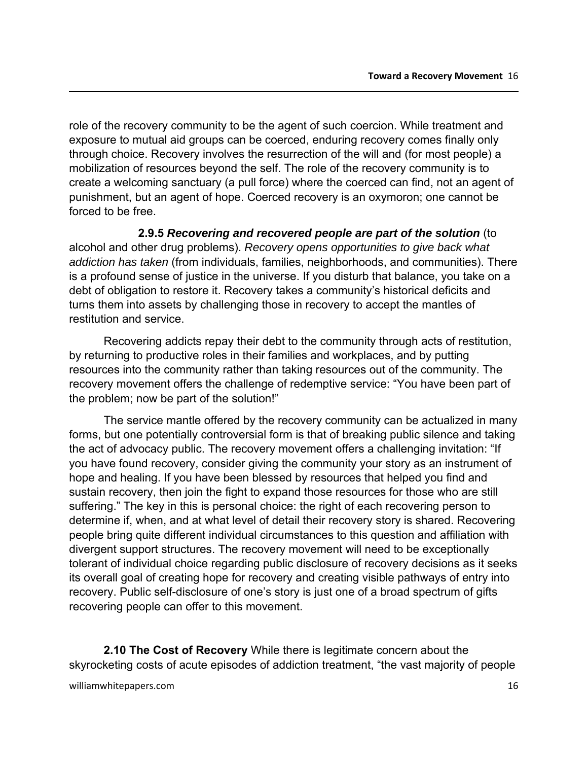role of the recovery community to be the agent of such coercion. While treatment and exposure to mutual aid groups can be coerced, enduring recovery comes finally only through choice. Recovery involves the resurrection of the will and (for most people) a mobilization of resources beyond the self. The role of the recovery community is to create a welcoming sanctuary (a pull force) where the coerced can find, not an agent of punishment, but an agent of hope. Coerced recovery is an oxymoron; one cannot be forced to be free.

**2.9.5** ***Recovering and recovered people are part of the solution*** (to alcohol and other drug problems). *Recovery opens opportunities to give back what addiction has taken* (from individuals, families, neighborhoods, and communities). There is a profound sense of justice in the universe. If you disturb that balance, you take on a debt of obligation to restore it. Recovery takes a community's historical deficits and turns them into assets by challenging those in recovery to accept the mantles of restitution and service.

Recovering addicts repay their debt to the community through acts of restitution, by returning to productive roles in their families and workplaces, and by putting resources into the community rather than taking resources out of the community. The recovery movement offers the challenge of redemptive service: "You have been part of the problem; now be part of the solution!"

The service mantle offered by the recovery community can be actualized in many forms, but one potentially controversial form is that of breaking public silence and taking the act of advocacy public. The recovery movement offers a challenging invitation: "If you have found recovery, consider giving the community your story as an instrument of hope and healing. If you have been blessed by resources that helped you find and sustain recovery, then join the fight to expand those resources for those who are still suffering." The key in this is personal choice: the right of each recovering person to determine if, when, and at what level of detail their recovery story is shared. Recovering people bring quite different individual circumstances to this question and affiliation with divergent support structures. The recovery movement will need to be exceptionally tolerant of individual choice regarding public disclosure of recovery decisions as it seeks its overall goal of creating hope for recovery and creating visible pathways of entry into recovery. Public self-disclosure of one's story is just one of a broad spectrum of gifts recovering people can offer to this movement.

**2.10 The Cost of Recovery** While there is legitimate concern about the skyrocketing costs of acute episodes of addiction treatment, "the vast majority of people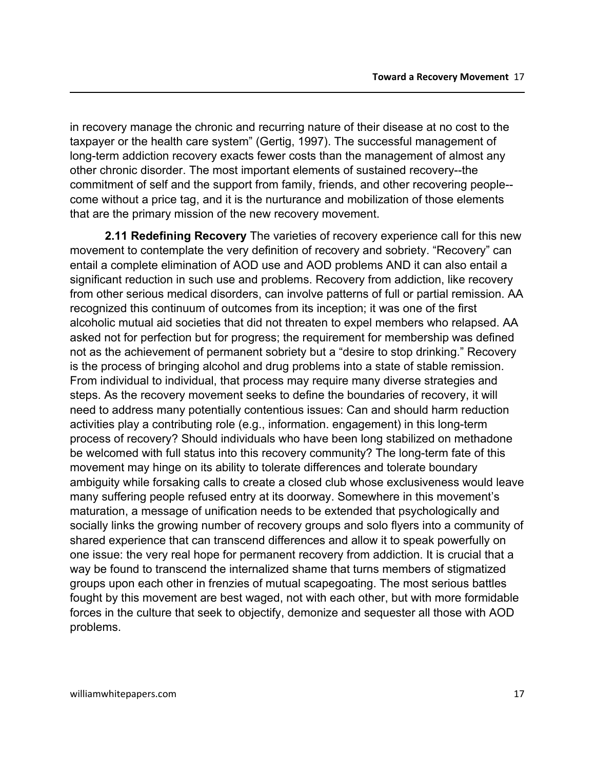in recovery manage the chronic and recurring nature of their disease at no cost to the taxpayer or the health care system" (Gertig, 1997). The successful management of long-term addiction recovery exacts fewer costs than the management of almost any other chronic disorder. The most important elements of sustained recovery--the commitment of self and the support from family, friends, and other recovering people--come without a price tag, and it is the nurturance and mobilization of those elements that are the primary mission of the new recovery movement.

**2.11 Redefining Recovery** The varieties of recovery experience call for this new movement to contemplate the very definition of recovery and sobriety. "Recovery" can entail a complete elimination of AOD use and AOD problems AND it can also entail a significant reduction in such use and problems. Recovery from addiction, like recovery from other serious medical disorders, can involve patterns of full or partial remission. AA recognized this continuum of outcomes from its inception; it was one of the first alcoholic mutual aid societies that did not threaten to expel members who relapsed. AA asked not for perfection but for progress; the requirement for membership was defined not as the achievement of permanent sobriety but a "desire to stop drinking." Recovery is the process of bringing alcohol and drug problems into a state of stable remission. From individual to individual, that process may require many diverse strategies and steps. As the recovery movement seeks to define the boundaries of recovery, it will need to address many potentially contentious issues: Can and should harm reduction activities play a contributing role (e.g., information. engagement) in this long-term process of recovery? Should individuals who have been long stabilized on methadone be welcomed with full status into this recovery community? The long-term fate of this movement may hinge on its ability to tolerate differences and tolerate boundary ambiguity while forsaking calls to create a closed club whose exclusiveness would leave many suffering people refused entry at its doorway. Somewhere in this movement's maturation, a message of unification needs to be extended that psychologically and socially links the growing number of recovery groups and solo flyers into a community of shared experience that can transcend differences and allow it to speak powerfully on one issue: the very real hope for permanent recovery from addiction. It is crucial that a way be found to transcend the internalized shame that turns members of stigmatized groups upon each other in frenzies of mutual scapegoating. The most serious battles fought by this movement are best waged, not with each other, but with more formidable forces in the culture that seek to objectify, demonize and sequester all those with AOD problems.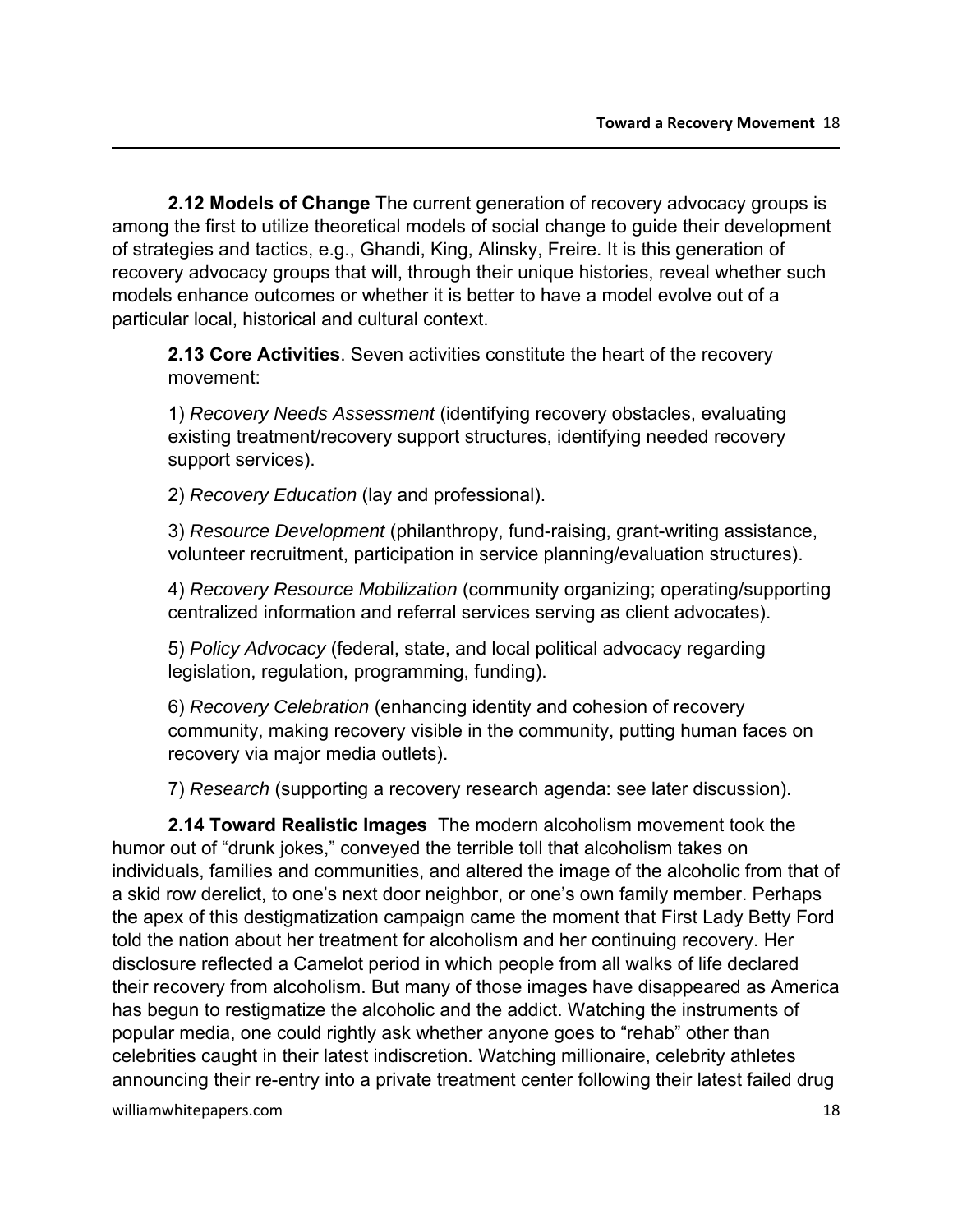**2.12 Models of Change** The current generation of recovery advocacy groups is among the first to utilize theoretical models of social change to guide their development of strategies and tactics, e.g., Ghandi, King, Alinsky, Freire. It is this generation of recovery advocacy groups that will, through their unique histories, reveal whether such models enhance outcomes or whether it is better to have a model evolve out of a particular local, historical and cultural context.

**2.13 Core Activities**. Seven activities constitute the heart of the recovery movement:

1) *Recovery Needs Assessment* (identifying recovery obstacles, evaluating existing treatment/recovery support structures, identifying needed recovery support services).

2) *Recovery Education* (lay and professional).

3) *Resource Development* (philanthropy, fund-raising, grant-writing assistance, volunteer recruitment, participation in service planning/evaluation structures).

4) *Recovery Resource Mobilization* (community organizing; operating/supporting centralized information and referral services serving as client advocates).

5) *Policy Advocacy* (federal, state, and local political advocacy regarding legislation, regulation, programming, funding).

6) *Recovery Celebration* (enhancing identity and cohesion of recovery community, making recovery visible in the community, putting human faces on recovery via major media outlets).

7) *Research* (supporting a recovery research agenda: see later discussion).

**2.14 Toward Realistic Images** The modern alcoholism movement took the humor out of "drunk jokes," conveyed the terrible toll that alcoholism takes on individuals, families and communities, and altered the image of the alcoholic from that of a skid row derelict, to one's next door neighbor, or one's own family member. Perhaps the apex of this destigmatization campaign came the moment that First Lady Betty Ford told the nation about her treatment for alcoholism and her continuing recovery. Her disclosure reflected a Camelot period in which people from all walks of life declared their recovery from alcoholism. But many of those images have disappeared as America has begun to restigmatize the alcoholic and the addict. Watching the instruments of popular media, one could rightly ask whether anyone goes to "rehab" other than celebrities caught in their latest indiscretion. Watching millionaire, celebrity athletes announcing their re-entry into a private treatment center following their latest failed drug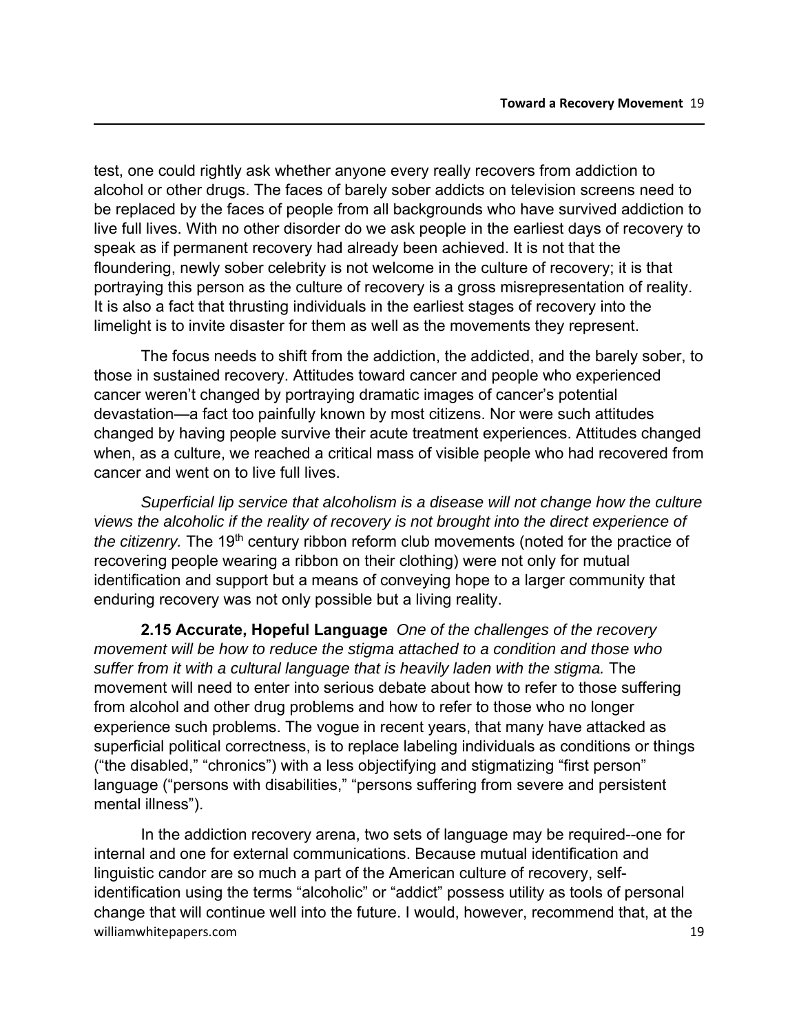test, one could rightly ask whether anyone every really recovers from addiction to alcohol or other drugs. The faces of barely sober addicts on television screens need to be replaced by the faces of people from all backgrounds who have survived addiction to live full lives. With no other disorder do we ask people in the earliest days of recovery to speak as if permanent recovery had already been achieved. It is not that the floundering, newly sober celebrity is not welcome in the culture of recovery; it is that portraying this person as the culture of recovery is a gross misrepresentation of reality. It is also a fact that thrusting individuals in the earliest stages of recovery into the limelight is to invite disaster for them as well as the movements they represent.

The focus needs to shift from the addiction, the addicted, and the barely sober, to those in sustained recovery. Attitudes toward cancer and people who experienced cancer weren't changed by portraying dramatic images of cancer's potential devastation—a fact too painfully known by most citizens. Nor were such attitudes changed by having people survive their acute treatment experiences. Attitudes changed when, as a culture, we reached a critical mass of visible people who had recovered from cancer and went on to live full lives.

*Superficial lip service that alcoholism is a disease will not change how the culture views the alcoholic if the reality of recovery is not brought into the direct experience of the citizenry.* The 19th century ribbon reform club movements (noted for the practice of recovering people wearing a ribbon on their clothing) were not only for mutual identification and support but a means of conveying hope to a larger community that enduring recovery was not only possible but a living reality.

**2.15 Accurate, Hopeful Language** *One of the challenges of the recovery movement will be how to reduce the stigma attached to a condition and those who suffer from it with a cultural language that is heavily laden with the stigma.* The movement will need to enter into serious debate about how to refer to those suffering from alcohol and other drug problems and how to refer to those who no longer experience such problems. The vogue in recent years, that many have attacked as superficial political correctness, is to replace labeling individuals as conditions or things ("the disabled," "chronics") with a less objectifying and stigmatizing "first person" language ("persons with disabilities," "persons suffering from severe and persistent mental illness").

In the addiction recovery arena, two sets of language may be required--one for internal and one for external communications. Because mutual identification and linguistic candor are so much a part of the American culture of recovery, self-identification using the terms "alcoholic" or "addict" possess utility as tools of personal change that will continue well into the future. I would, however, recommend that, at the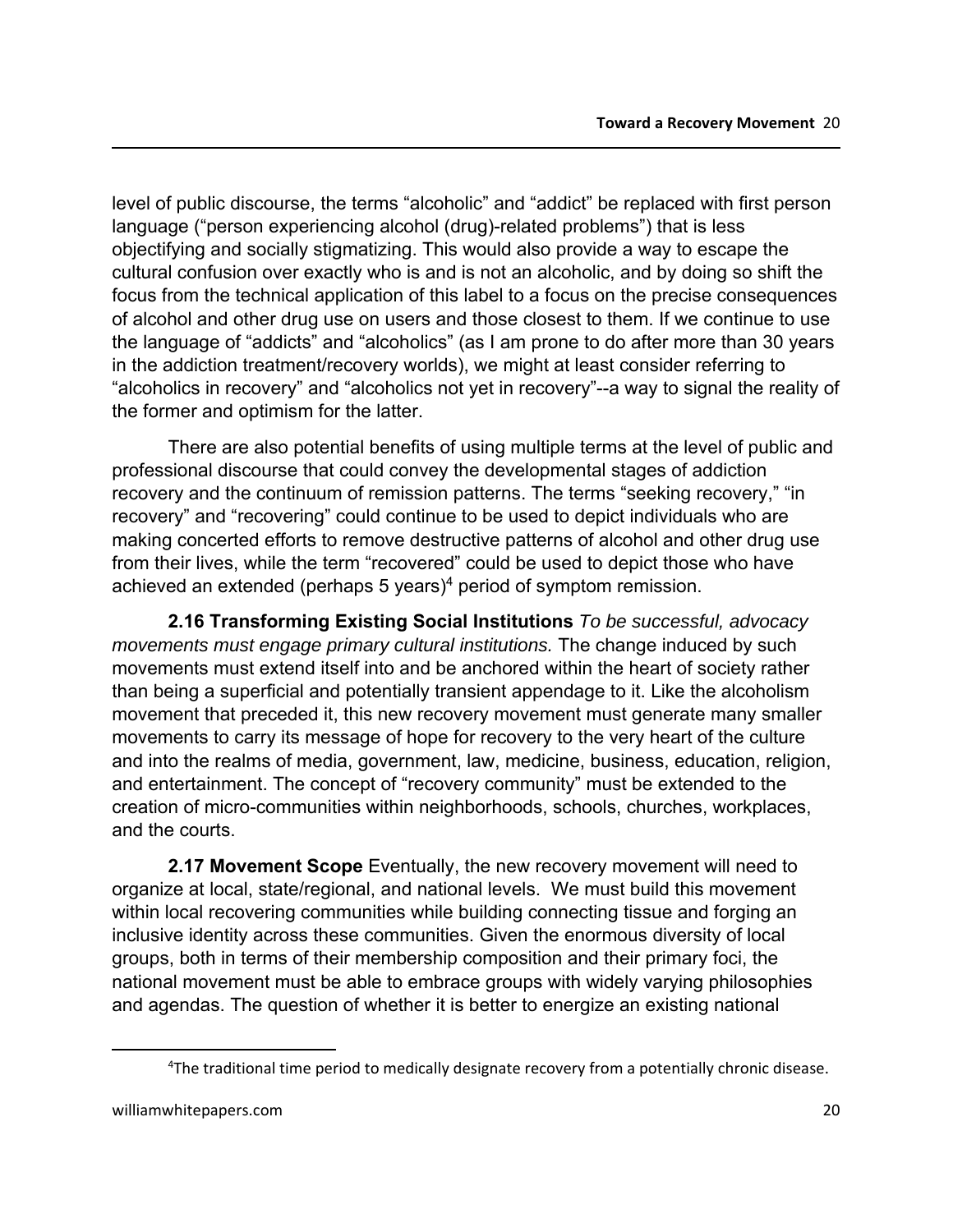level of public discourse, the terms “alcoholic” and “addict” be replaced with first person language (“person experiencing alcohol (drug)-related problems”) that is less objectifying and socially stigmatizing. This would also provide a way to escape the cultural confusion over exactly who is and is not an alcoholic, and by doing so shift the focus from the technical application of this label to a focus on the precise consequences of alcohol and other drug use on users and those closest to them. If we continue to use the language of “addicts” and “alcoholics” (as I am prone to do after more than 30 years in the addiction treatment/recovery worlds), we might at least consider referring to “alcoholics in recovery” and “alcoholics not yet in recovery”--a way to signal the reality of the former and optimism for the latter.

There are also potential benefits of using multiple terms at the level of public and professional discourse that could convey the developmental stages of addiction recovery and the continuum of remission patterns. The terms “seeking recovery,” “in recovery” and “recovering” could continue to be used to depict individuals who are making concerted efforts to remove destructive patterns of alcohol and other drug use from their lives, while the term “recovered” could be used to depict those who have achieved an extended (perhaps 5 years)[4] period of symptom remission.

**2.16 Transforming Existing Social Institutions** *To be successful, advocacy movements must engage primary cultural institutions.* The change induced by such movements must extend itself into and be anchored within the heart of society rather than being a superficial and potentially transient appendage to it. Like the alcoholism movement that preceded it, this new recovery movement must generate many smaller movements to carry its message of hope for recovery to the very heart of the culture and into the realms of media, government, law, medicine, business, education, religion, and entertainment. The concept of “recovery community” must be extended to the creation of micro-communities within neighborhoods, schools, churches, workplaces, and the courts.

**2.17 Movement Scope** Eventually, the new recovery movement will need to organize at local, state/regional, and national levels. We must build this movement within local recovering communities while building connecting tissue and forging an inclusive identity across these communities. Given the enormous diversity of local groups, both in terms of their membership composition and their primary foci, the national movement must be able to embrace groups with widely varying philosophies and agendas. The question of whether it is better to energize an existing national

---

[4] The traditional time period to medically designate recovery from a potentially chronic disease.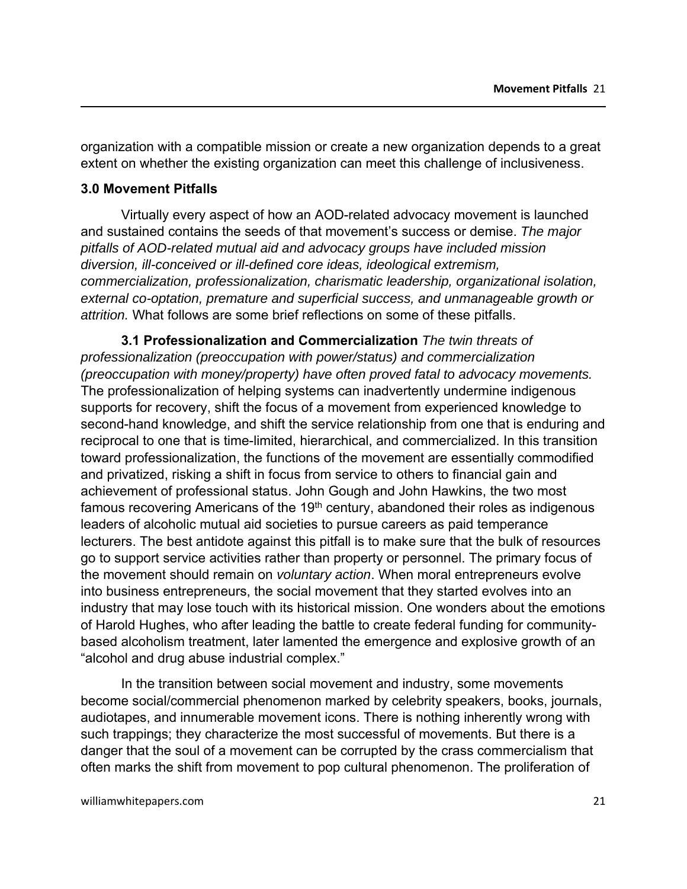organization with a compatible mission or create a new organization depends to a great extent on whether the existing organization can meet this challenge of inclusiveness.

## 3.0 Movement Pitfalls

Virtually every aspect of how an AOD-related advocacy movement is launched and sustained contains the seeds of that movement's success or demise. *The major pitfalls of AOD-related mutual aid and advocacy groups have included mission diversion, ill-conceived or ill-defined core ideas, ideological extremism, commercialization, professionalization, charismatic leadership, organizational isolation, external co-optation, premature and superficial success, and unmanageable growth or attrition.* What follows are some brief reflections on some of these pitfalls.

**3.1 Professionalization and Commercialization** *The twin threats of professionalization (preoccupation with power/status) and commercialization (preoccupation with money/property) have often proved fatal to advocacy movements.* The professionalization of helping systems can inadvertently undermine indigenous supports for recovery, shift the focus of a movement from experienced knowledge to second-hand knowledge, and shift the service relationship from one that is enduring and reciprocal to one that is time-limited, hierarchical, and commercialized. In this transition toward professionalization, the functions of the movement are essentially commodified and privatized, risking a shift in focus from service to others to financial gain and achievement of professional status. John Gough and John Hawkins, the two most famous recovering Americans of the 19th century, abandoned their roles as indigenous leaders of alcoholic mutual aid societies to pursue careers as paid temperance lecturers. The best antidote against this pitfall is to make sure that the bulk of resources go to support service activities rather than property or personnel. The primary focus of the movement should remain on *voluntary action*. When moral entrepreneurs evolve into business entrepreneurs, the social movement that they started evolves into an industry that may lose touch with its historical mission. One wonders about the emotions of Harold Hughes, who after leading the battle to create federal funding for community-based alcoholism treatment, later lamented the emergence and explosive growth of an "alcohol and drug abuse industrial complex."

In the transition between social movement and industry, some movements become social/commercial phenomenon marked by celebrity speakers, books, journals, audiotapes, and innumerable movement icons. There is nothing inherently wrong with such trappings; they characterize the most successful of movements. But there is a danger that the soul of a movement can be corrupted by the crass commercialism that often marks the shift from movement to pop cultural phenomenon. The proliferation of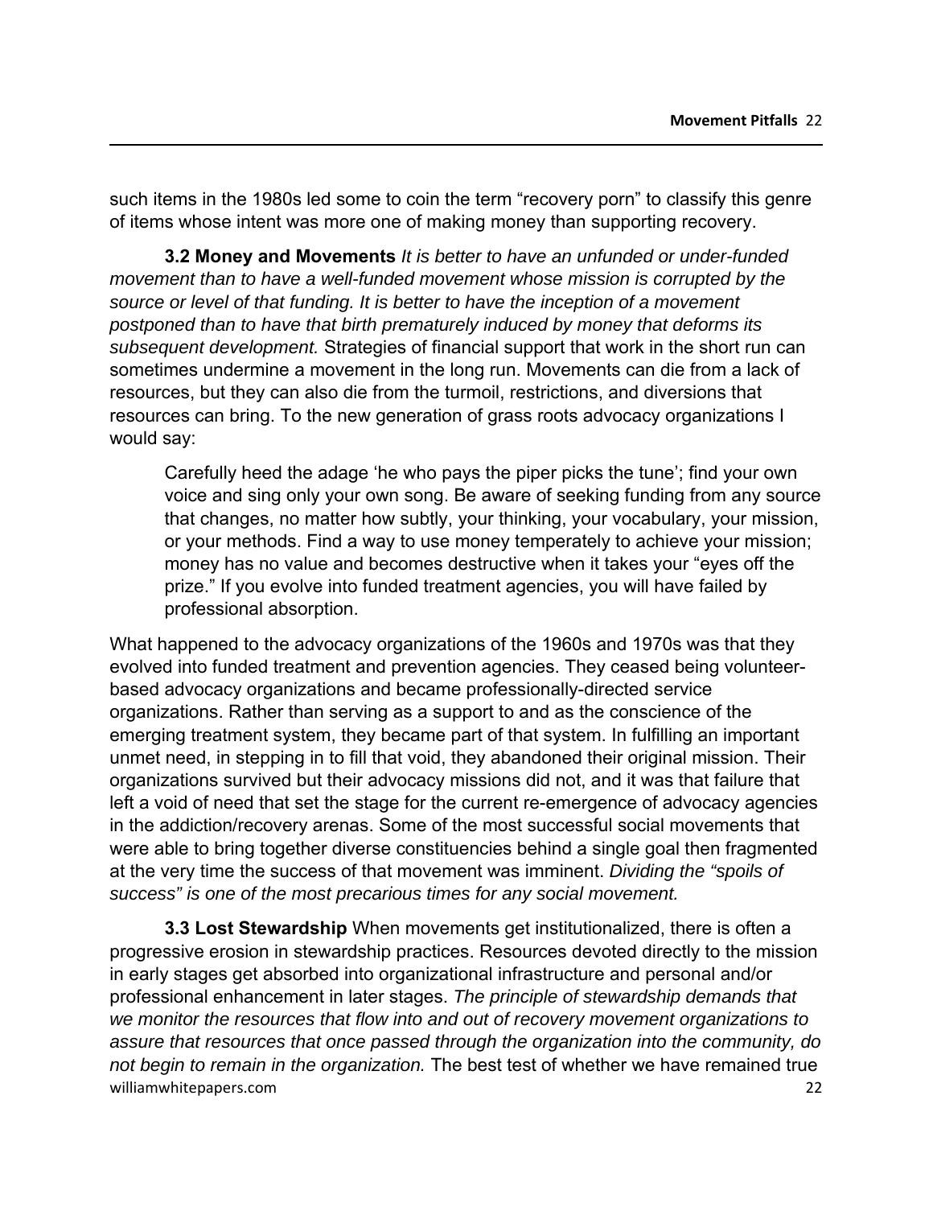such items in the 1980s led some to coin the term "recovery porn" to classify this genre of items whose intent was more one of making money than supporting recovery.

**3.2 Money and Movements** *It is better to have an unfunded or under-funded movement than to have a well-funded movement whose mission is corrupted by the source or level of that funding. It is better to have the inception of a movement postponed than to have that birth prematurely induced by money that deforms its subsequent development.* Strategies of financial support that work in the short run can sometimes undermine a movement in the long run. Movements can die from a lack of resources, but they can also die from the turmoil, restrictions, and diversions that resources can bring. To the new generation of grass roots advocacy organizations I would say:

> Carefully heed the adage 'he who pays the piper picks the tune'; find your own voice and sing only your own song. Be aware of seeking funding from any source that changes, no matter how subtly, your thinking, your vocabulary, your mission, or your methods. Find a way to use money temperately to achieve your mission; money has no value and becomes destructive when it takes your "eyes off the prize." If you evolve into funded treatment agencies, you will have failed by professional absorption.

What happened to the advocacy organizations of the 1960s and 1970s was that they evolved into funded treatment and prevention agencies. They ceased being volunteer-based advocacy organizations and became professionally-directed service organizations. Rather than serving as a support to and as the conscience of the emerging treatment system, they became part of that system. In fulfilling an important unmet need, in stepping in to fill that void, they abandoned their original mission. Their organizations survived but their advocacy missions did not, and it was that failure that left a void of need that set the stage for the current re-emergence of advocacy agencies in the addiction/recovery arenas. Some of the most successful social movements that were able to bring together diverse constituencies behind a single goal then fragmented at the very time the success of that movement was imminent. *Dividing the "spoils of success" is one of the most precarious times for any social movement.*

**3.3 Lost Stewardship** When movements get institutionalized, there is often a progressive erosion in stewardship practices. Resources devoted directly to the mission in early stages get absorbed into organizational infrastructure and personal and/or professional enhancement in later stages. *The principle of stewardship demands that we monitor the resources that flow into and out of recovery movement organizations to assure that resources that once passed through the organization into the community, do not begin to remain in the organization.* The best test of whether we have remained true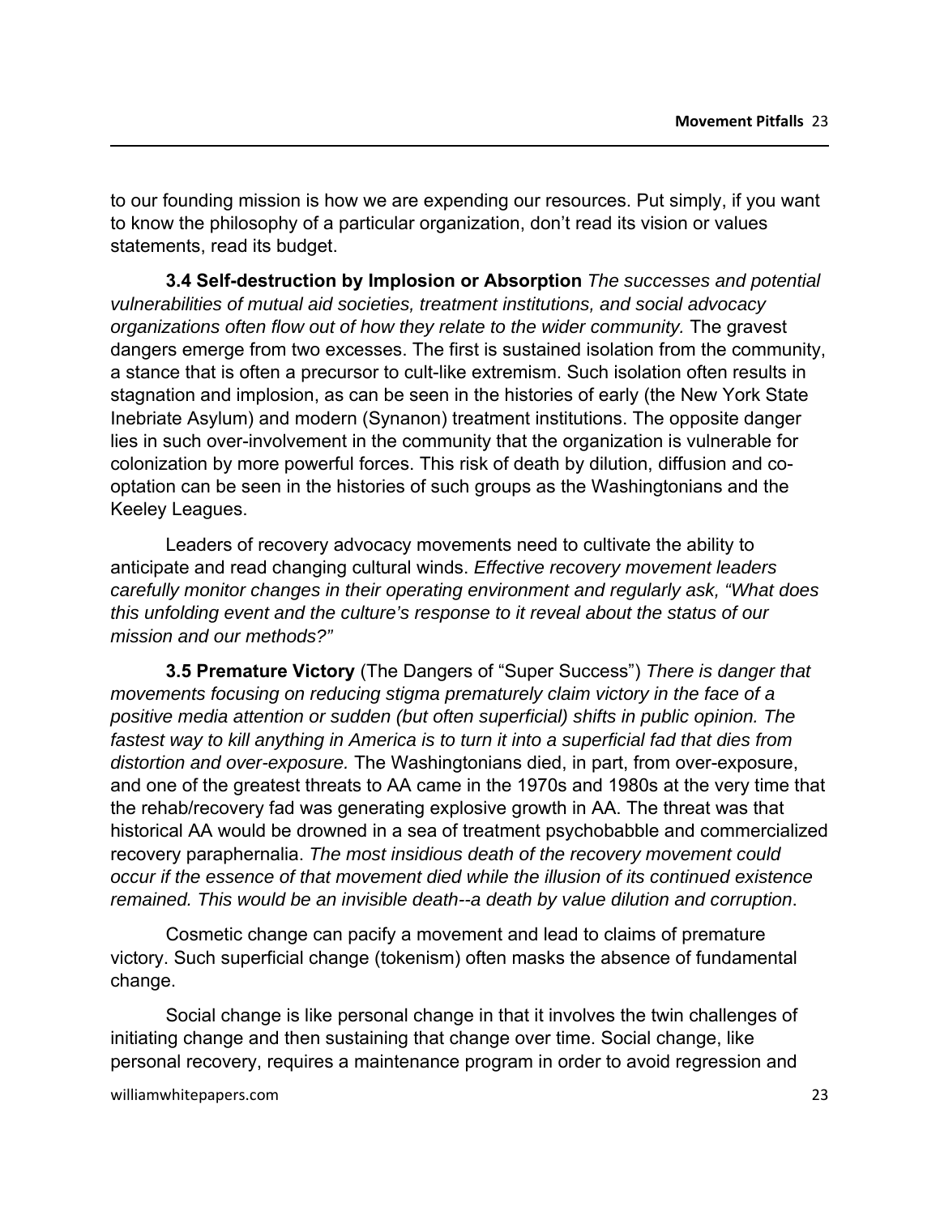to our founding mission is how we are expending our resources. Put simply, if you want to know the philosophy of a particular organization, don't read its vision or values statements, read its budget.

**3.4 Self-destruction by Implosion or Absorption** *The successes and potential vulnerabilities of mutual aid societies, treatment institutions, and social advocacy organizations often flow out of how they relate to the wider community.* The gravest dangers emerge from two excesses. The first is sustained isolation from the community, a stance that is often a precursor to cult-like extremism. Such isolation often results in stagnation and implosion, as can be seen in the histories of early (the New York State Inebriate Asylum) and modern (Synanon) treatment institutions. The opposite danger lies in such over-involvement in the community that the organization is vulnerable for colonization by more powerful forces. This risk of death by dilution, diffusion and co-optation can be seen in the histories of such groups as the Washingtonians and the Keeley Leagues.

Leaders of recovery advocacy movements need to cultivate the ability to anticipate and read changing cultural winds. *Effective recovery movement leaders carefully monitor changes in their operating environment and regularly ask, "What does this unfolding event and the culture's response to it reveal about the status of our mission and our methods?"*

**3.5 Premature Victory** (The Dangers of "Super Success") *There is danger that movements focusing on reducing stigma prematurely claim victory in the face of a positive media attention or sudden (but often superficial) shifts in public opinion. The fastest way to kill anything in America is to turn it into a superficial fad that dies from distortion and over-exposure.* The Washingtonians died, in part, from over-exposure, and one of the greatest threats to AA came in the 1970s and 1980s at the very time that the rehab/recovery fad was generating explosive growth in AA. The threat was that historical AA would be drowned in a sea of treatment psychobabble and commercialized recovery paraphernalia. *The most insidious death of the recovery movement could occur if the essence of that movement died while the illusion of its continued existence remained. This would be an invisible death--a death by value dilution and corruption*.

Cosmetic change can pacify a movement and lead to claims of premature victory. Such superficial change (tokenism) often masks the absence of fundamental change.

Social change is like personal change in that it involves the twin challenges of initiating change and then sustaining that change over time. Social change, like personal recovery, requires a maintenance program in order to avoid regression and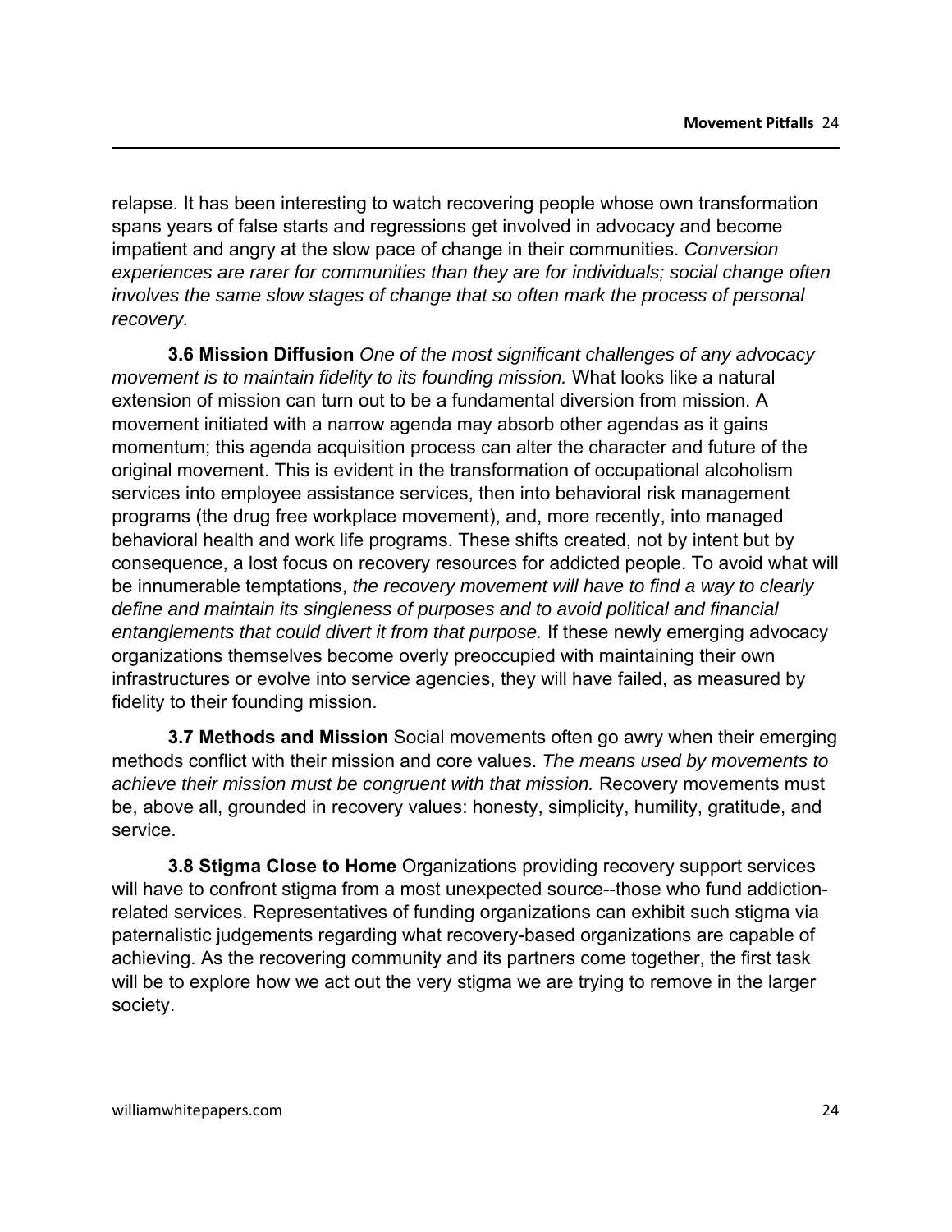relapse. It has been interesting to watch recovering people whose own transformation spans years of false starts and regressions get involved in advocacy and become impatient and angry at the slow pace of change in their communities. *Conversion experiences are rarer for communities than they are for individuals; social change often involves the same slow stages of change that so often mark the process of personal recovery.*

**3.6 Mission Diffusion** *One of the most significant challenges of any advocacy movement is to maintain fidelity to its founding mission.* What looks like a natural extension of mission can turn out to be a fundamental diversion from mission. A movement initiated with a narrow agenda may absorb other agendas as it gains momentum; this agenda acquisition process can alter the character and future of the original movement. This is evident in the transformation of occupational alcoholism services into employee assistance services, then into behavioral risk management programs (the drug free workplace movement), and, more recently, into managed behavioral health and work life programs. These shifts created, not by intent but by consequence, a lost focus on recovery resources for addicted people. To avoid what will be innumerable temptations, *the recovery movement will have to find a way to clearly define and maintain its singleness of purposes and to avoid political and financial entanglements that could divert it from that purpose.* If these newly emerging advocacy organizations themselves become overly preoccupied with maintaining their own infrastructures or evolve into service agencies, they will have failed, as measured by fidelity to their founding mission.

**3.7 Methods and Mission** Social movements often go awry when their emerging methods conflict with their mission and core values. *The means used by movements to achieve their mission must be congruent with that mission.* Recovery movements must be, above all, grounded in recovery values: honesty, simplicity, humility, gratitude, and service.

**3.8 Stigma Close to Home** Organizations providing recovery support services will have to confront stigma from a most unexpected source--those who fund addiction-related services. Representatives of funding organizations can exhibit such stigma via paternalistic judgements regarding what recovery-based organizations are capable of achieving. As the recovering community and its partners come together, the first task will be to explore how we act out the very stigma we are trying to remove in the larger society.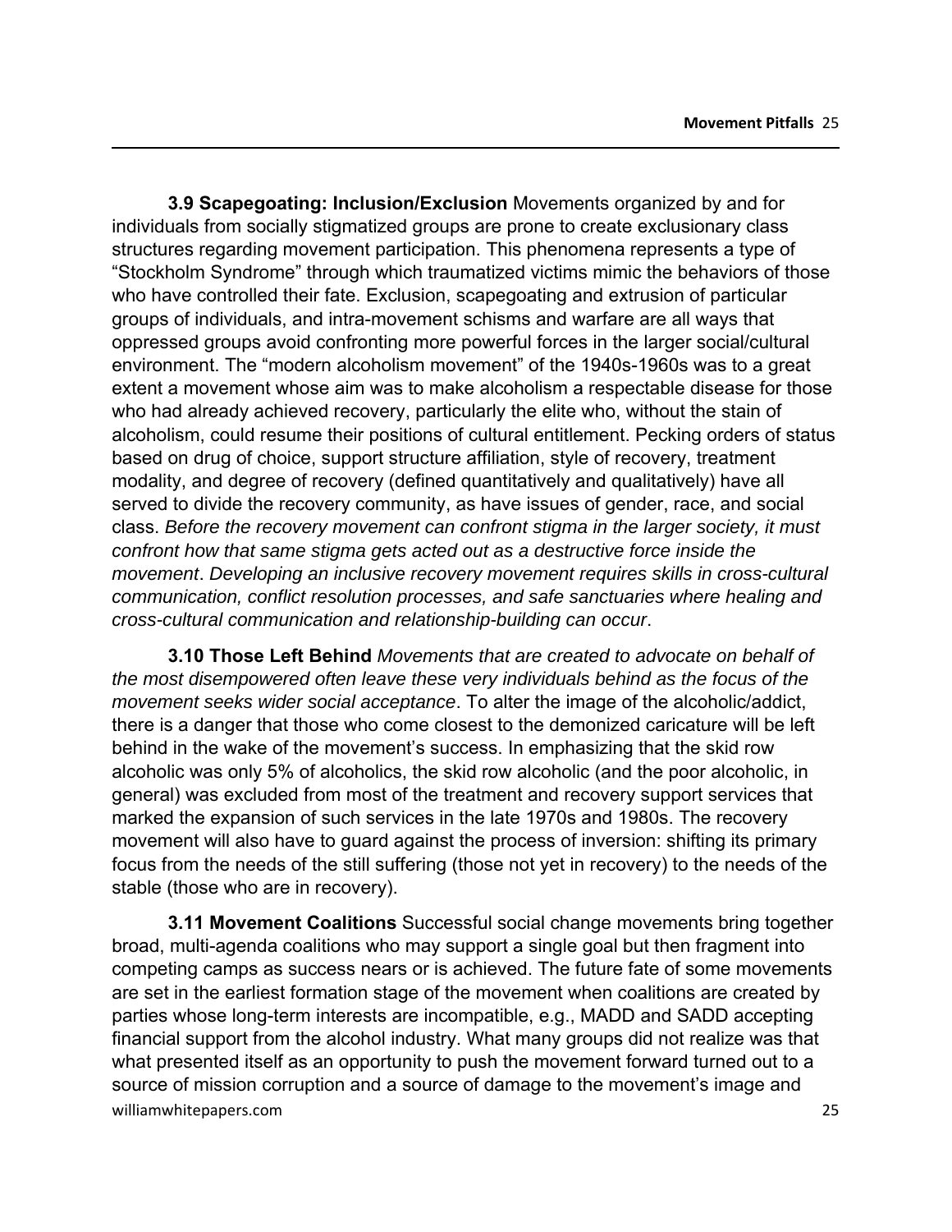**3.9 Scapegoating: Inclusion/Exclusion** Movements organized by and for individuals from socially stigmatized groups are prone to create exclusionary class structures regarding movement participation. This phenomena represents a type of "Stockholm Syndrome" through which traumatized victims mimic the behaviors of those who have controlled their fate. Exclusion, scapegoating and extrusion of particular groups of individuals, and intra-movement schisms and warfare are all ways that oppressed groups avoid confronting more powerful forces in the larger social/cultural environment. The "modern alcoholism movement" of the 1940s-1960s was to a great extent a movement whose aim was to make alcoholism a respectable disease for those who had already achieved recovery, particularly the elite who, without the stain of alcoholism, could resume their positions of cultural entitlement. Pecking orders of status based on drug of choice, support structure affiliation, style of recovery, treatment modality, and degree of recovery (defined quantitatively and qualitatively) have all served to divide the recovery community, as have issues of gender, race, and social class. *Before the recovery movement can confront stigma in the larger society, it must confront how that same stigma gets acted out as a destructive force inside the movement*. *Developing an inclusive recovery movement requires skills in cross-cultural communication, conflict resolution processes, and safe sanctuaries where healing and cross-cultural communication and relationship-building can occur*.

**3.10 Those Left Behind** *Movements that are created to advocate on behalf of the most disempowered often leave these very individuals behind as the focus of the movement seeks wider social acceptance*. To alter the image of the alcoholic/addict, there is a danger that those who come closest to the demonized caricature will be left behind in the wake of the movement's success. In emphasizing that the skid row alcoholic was only 5% of alcoholics, the skid row alcoholic (and the poor alcoholic, in general) was excluded from most of the treatment and recovery support services that marked the expansion of such services in the late 1970s and 1980s. The recovery movement will also have to guard against the process of inversion: shifting its primary focus from the needs of the still suffering (those not yet in recovery) to the needs of the stable (those who are in recovery).

**3.11 Movement Coalitions** Successful social change movements bring together broad, multi-agenda coalitions who may support a single goal but then fragment into competing camps as success nears or is achieved. The future fate of some movements are set in the earliest formation stage of the movement when coalitions are created by parties whose long-term interests are incompatible, e.g., MADD and SADD accepting financial support from the alcohol industry. What many groups did not realize was that what presented itself as an opportunity to push the movement forward turned out to a source of mission corruption and a source of damage to the movement's image and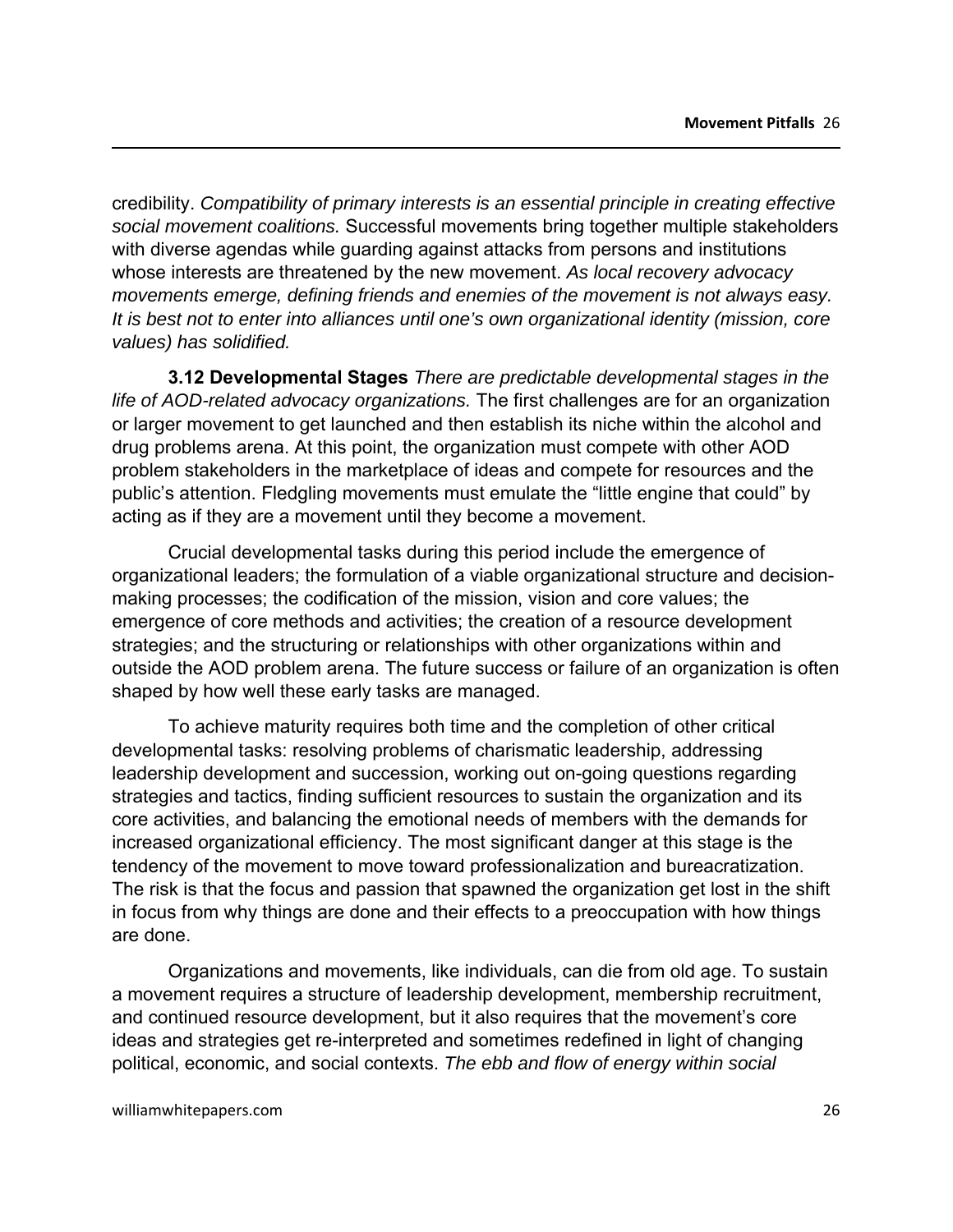credibility. *Compatibility of primary interests is an essential principle in creating effective social movement coalitions.* Successful movements bring together multiple stakeholders with diverse agendas while guarding against attacks from persons and institutions whose interests are threatened by the new movement. *As local recovery advocacy movements emerge, defining friends and enemies of the movement is not always easy. It is best not to enter into alliances until one's own organizational identity (mission, core values) has solidified.*

**3.12 Developmental Stages** *There are predictable developmental stages in the life of AOD-related advocacy organizations.* The first challenges are for an organization or larger movement to get launched and then establish its niche within the alcohol and drug problems arena. At this point, the organization must compete with other AOD problem stakeholders in the marketplace of ideas and compete for resources and the public's attention. Fledgling movements must emulate the "little engine that could" by acting as if they are a movement until they become a movement.

Crucial developmental tasks during this period include the emergence of organizational leaders; the formulation of a viable organizational structure and decision-making processes; the codification of the mission, vision and core values; the emergence of core methods and activities; the creation of a resource development strategies; and the structuring or relationships with other organizations within and outside the AOD problem arena. The future success or failure of an organization is often shaped by how well these early tasks are managed.

To achieve maturity requires both time and the completion of other critical developmental tasks: resolving problems of charismatic leadership, addressing leadership development and succession, working out on-going questions regarding strategies and tactics, finding sufficient resources to sustain the organization and its core activities, and balancing the emotional needs of members with the demands for increased organizational efficiency. The most significant danger at this stage is the tendency of the movement to move toward professionalization and bureacratization. The risk is that the focus and passion that spawned the organization get lost in the shift in focus from why things are done and their effects to a preoccupation with how things are done.

Organizations and movements, like individuals, can die from old age. To sustain a movement requires a structure of leadership development, membership recruitment, and continued resource development, but it also requires that the movement's core ideas and strategies get re-interpreted and sometimes redefined in light of changing political, economic, and social contexts. *The ebb and flow of energy within social*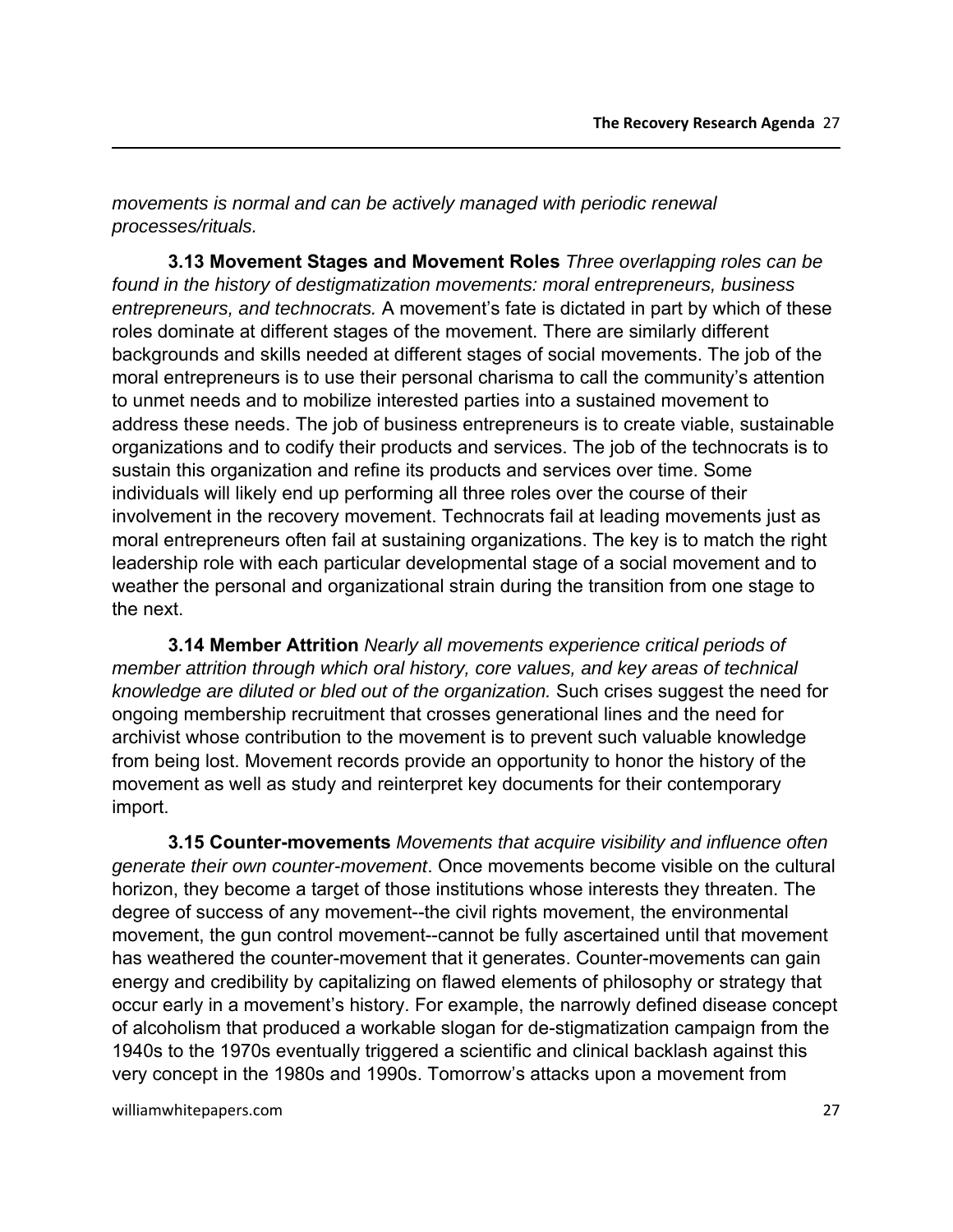*movements is normal and can be actively managed with periodic renewal processes/rituals.*

**3.13 Movement Stages and Movement Roles** *Three overlapping roles can be found in the history of destigmatization movements: moral entrepreneurs, business entrepreneurs, and technocrats.* A movement's fate is dictated in part by which of these roles dominate at different stages of the movement. There are similarly different backgrounds and skills needed at different stages of social movements. The job of the moral entrepreneurs is to use their personal charisma to call the community's attention to unmet needs and to mobilize interested parties into a sustained movement to address these needs. The job of business entrepreneurs is to create viable, sustainable organizations and to codify their products and services. The job of the technocrats is to sustain this organization and refine its products and services over time. Some individuals will likely end up performing all three roles over the course of their involvement in the recovery movement. Technocrats fail at leading movements just as moral entrepreneurs often fail at sustaining organizations. The key is to match the right leadership role with each particular developmental stage of a social movement and to weather the personal and organizational strain during the transition from one stage to the next.

**3.14 Member Attrition** *Nearly all movements experience critical periods of member attrition through which oral history, core values, and key areas of technical knowledge are diluted or bled out of the organization.* Such crises suggest the need for ongoing membership recruitment that crosses generational lines and the need for archivist whose contribution to the movement is to prevent such valuable knowledge from being lost. Movement records provide an opportunity to honor the history of the movement as well as study and reinterpret key documents for their contemporary import.

**3.15 Counter-movements** *Movements that acquire visibility and influence often generate their own counter-movement*. Once movements become visible on the cultural horizon, they become a target of those institutions whose interests they threaten. The degree of success of any movement--the civil rights movement, the environmental movement, the gun control movement--cannot be fully ascertained until that movement has weathered the counter-movement that it generates. Counter-movements can gain energy and credibility by capitalizing on flawed elements of philosophy or strategy that occur early in a movement's history. For example, the narrowly defined disease concept of alcoholism that produced a workable slogan for de-stigmatization campaign from the 1940s to the 1970s eventually triggered a scientific and clinical backlash against this very concept in the 1980s and 1990s. Tomorrow's attacks upon a movement from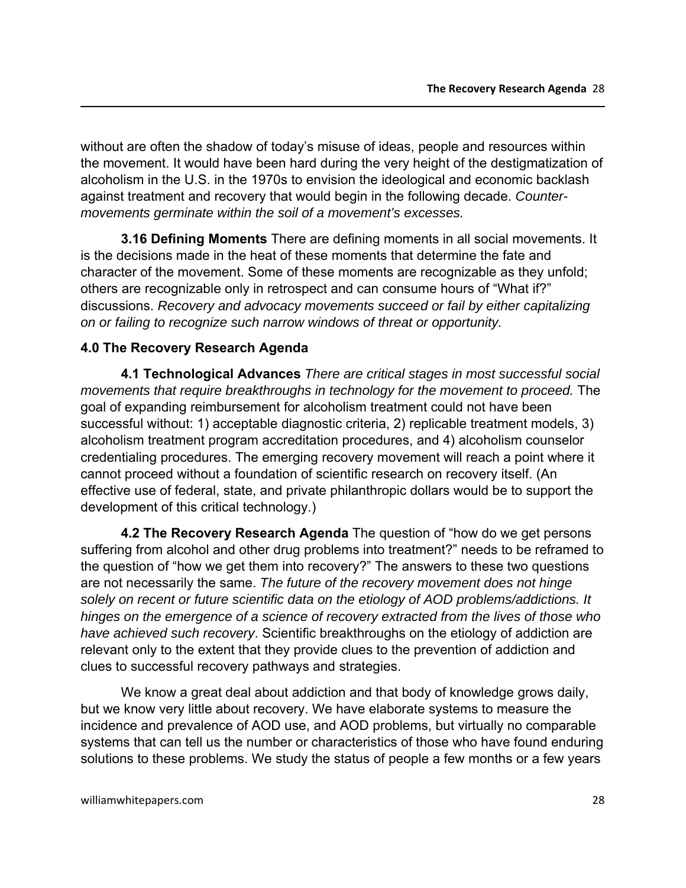without are often the shadow of today's misuse of ideas, people and resources within the movement. It would have been hard during the very height of the destigmatization of alcoholism in the U.S. in the 1970s to envision the ideological and economic backlash against treatment and recovery that would begin in the following decade. *Counter-movements germinate within the soil of a movement's excesses.*

**3.16 Defining Moments** There are defining moments in all social movements. It is the decisions made in the heat of these moments that determine the fate and character of the movement. Some of these moments are recognizable as they unfold; others are recognizable only in retrospect and can consume hours of "What if?" discussions. *Recovery and advocacy movements succeed or fail by either capitalizing on or failing to recognize such narrow windows of threat or opportunity.*

## 4.0 The Recovery Research Agenda

**4.1 Technological Advances** *There are critical stages in most successful social movements that require breakthroughs in technology for the movement to proceed.* The goal of expanding reimbursement for alcoholism treatment could not have been successful without: 1) acceptable diagnostic criteria, 2) replicable treatment models, 3) alcoholism treatment program accreditation procedures, and 4) alcoholism counselor credentialing procedures. The emerging recovery movement will reach a point where it cannot proceed without a foundation of scientific research on recovery itself. (An effective use of federal, state, and private philanthropic dollars would be to support the development of this critical technology.)

**4.2 The Recovery Research Agenda** The question of "how do we get persons suffering from alcohol and other drug problems into treatment?" needs to be reframed to the question of "how we get them into recovery?" The answers to these two questions are not necessarily the same. *The future of the recovery movement does not hinge solely on recent or future scientific data on the etiology of AOD problems/addictions. It hinges on the emergence of a science of recovery extracted from the lives of those who have achieved such recovery*. Scientific breakthroughs on the etiology of addiction are relevant only to the extent that they provide clues to the prevention of addiction and clues to successful recovery pathways and strategies.

We know a great deal about addiction and that body of knowledge grows daily, but we know very little about recovery. We have elaborate systems to measure the incidence and prevalence of AOD use, and AOD problems, but virtually no comparable systems that can tell us the number or characteristics of those who have found enduring solutions to these problems. We study the status of people a few months or a few years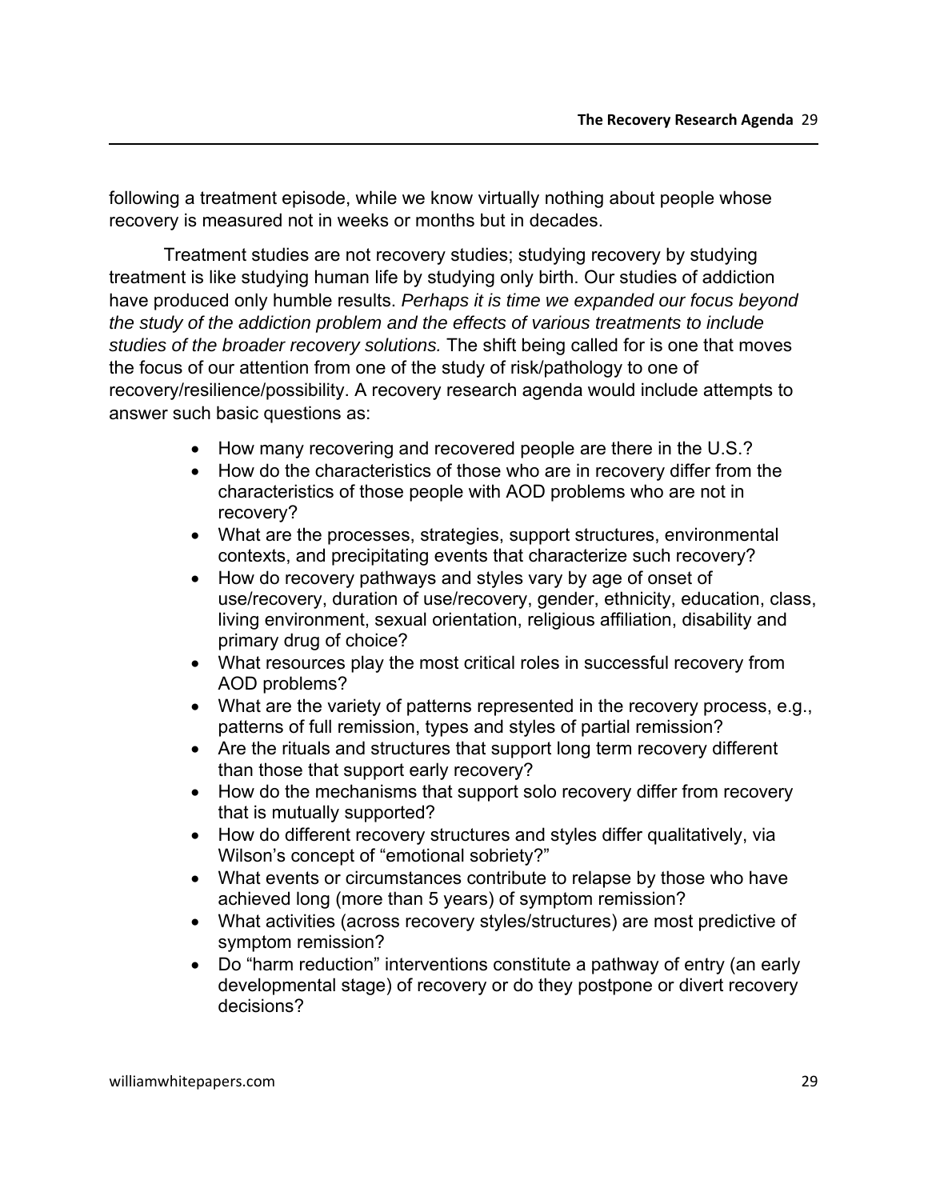following a treatment episode, while we know virtually nothing about people whose recovery is measured not in weeks or months but in decades.

Treatment studies are not recovery studies; studying recovery by studying treatment is like studying human life by studying only birth. Our studies of addiction have produced only humble results. *Perhaps it is time we expanded our focus beyond the study of the addiction problem and the effects of various treatments to include studies of the broader recovery solutions.* The shift being called for is one that moves the focus of our attention from one of the study of risk/pathology to one of recovery/resilience/possibility. A recovery research agenda would include attempts to answer such basic questions as:

- How many recovering and recovered people are there in the U.S.?
- How do the characteristics of those who are in recovery differ from the characteristics of those people with AOD problems who are not in recovery?
- What are the processes, strategies, support structures, environmental contexts, and precipitating events that characterize such recovery?
- How do recovery pathways and styles vary by age of onset of use/recovery, duration of use/recovery, gender, ethnicity, education, class, living environment, sexual orientation, religious affiliation, disability and primary drug of choice?
- What resources play the most critical roles in successful recovery from AOD problems?
- What are the variety of patterns represented in the recovery process, e.g., patterns of full remission, types and styles of partial remission?
- Are the rituals and structures that support long term recovery different than those that support early recovery?
- How do the mechanisms that support solo recovery differ from recovery that is mutually supported?
- How do different recovery structures and styles differ qualitatively, via Wilson's concept of "emotional sobriety?"
- What events or circumstances contribute to relapse by those who have achieved long (more than 5 years) of symptom remission?
- What activities (across recovery styles/structures) are most predictive of symptom remission?
- Do "harm reduction" interventions constitute a pathway of entry (an early developmental stage) of recovery or do they postpone or divert recovery decisions?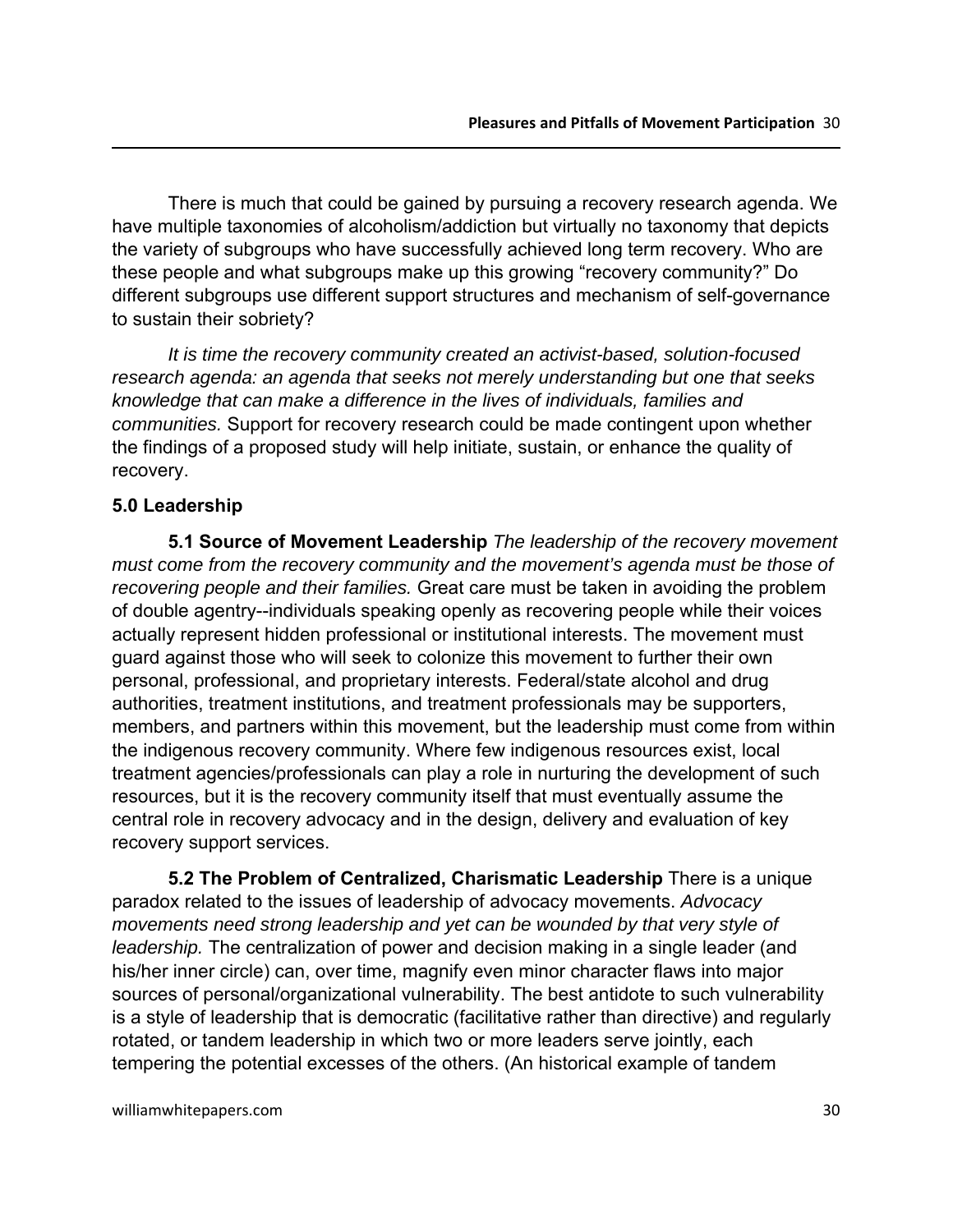There is much that could be gained by pursuing a recovery research agenda. We have multiple taxonomies of alcoholism/addiction but virtually no taxonomy that depicts the variety of subgroups who have successfully achieved long term recovery. Who are these people and what subgroups make up this growing "recovery community?" Do different subgroups use different support structures and mechanism of self-governance to sustain their sobriety?

*It is time the recovery community created an activist-based, solution-focused research agenda: an agenda that seeks not merely understanding but one that seeks knowledge that can make a difference in the lives of individuals, families and communities.* Support for recovery research could be made contingent upon whether the findings of a proposed study will help initiate, sustain, or enhance the quality of recovery.

## 5.0 Leadership

**5.1 Source of Movement Leadership** *The leadership of the recovery movement must come from the recovery community and the movement's agenda must be those of recovering people and their families.* Great care must be taken in avoiding the problem of double agentry--individuals speaking openly as recovering people while their voices actually represent hidden professional or institutional interests. The movement must guard against those who will seek to colonize this movement to further their own personal, professional, and proprietary interests. Federal/state alcohol and drug authorities, treatment institutions, and treatment professionals may be supporters, members, and partners within this movement, but the leadership must come from within the indigenous recovery community. Where few indigenous resources exist, local treatment agencies/professionals can play a role in nurturing the development of such resources, but it is the recovery community itself that must eventually assume the central role in recovery advocacy and in the design, delivery and evaluation of key recovery support services.

**5.2 The Problem of Centralized, Charismatic Leadership** There is a unique paradox related to the issues of leadership of advocacy movements. *Advocacy movements need strong leadership and yet can be wounded by that very style of leadership.* The centralization of power and decision making in a single leader (and his/her inner circle) can, over time, magnify even minor character flaws into major sources of personal/organizational vulnerability. The best antidote to such vulnerability is a style of leadership that is democratic (facilitative rather than directive) and regularly rotated, or tandem leadership in which two or more leaders serve jointly, each tempering the potential excesses of the others. (An historical example of tandem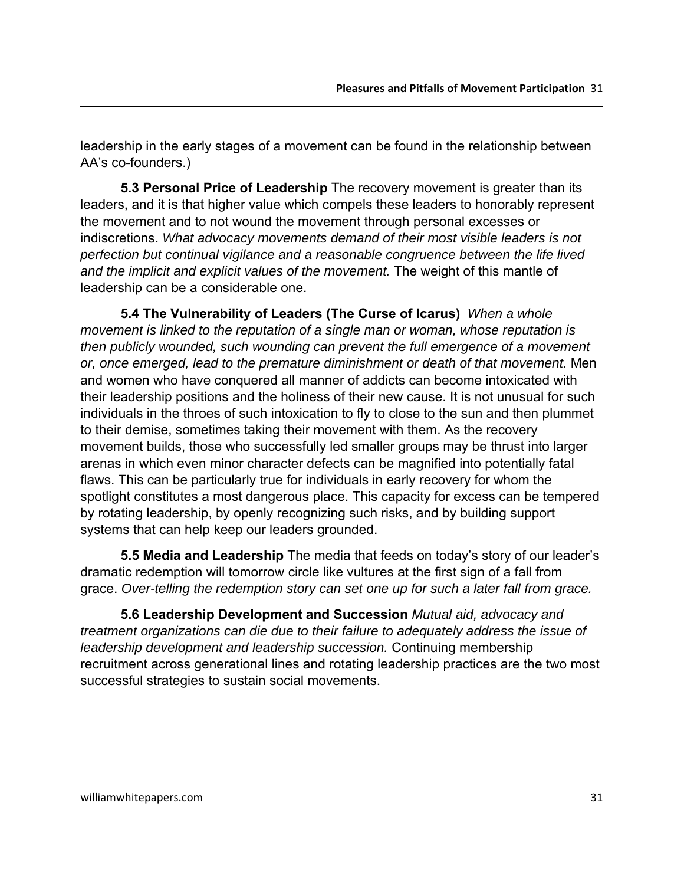leadership in the early stages of a movement can be found in the relationship between AA's co-founders.)

**5.3 Personal Price of Leadership** The recovery movement is greater than its leaders, and it is that higher value which compels these leaders to honorably represent the movement and to not wound the movement through personal excesses or indiscretions. *What advocacy movements demand of their most visible leaders is not perfection but continual vigilance and a reasonable congruence between the life lived and the implicit and explicit values of the movement.* The weight of this mantle of leadership can be a considerable one.

**5.4 The Vulnerability of Leaders (The Curse of Icarus)** *When a whole movement is linked to the reputation of a single man or woman, whose reputation is then publicly wounded, such wounding can prevent the full emergence of a movement or, once emerged, lead to the premature diminishment or death of that movement.* Men and women who have conquered all manner of addicts can become intoxicated with their leadership positions and the holiness of their new cause. It is not unusual for such individuals in the throes of such intoxication to fly to close to the sun and then plummet to their demise, sometimes taking their movement with them. As the recovery movement builds, those who successfully led smaller groups may be thrust into larger arenas in which even minor character defects can be magnified into potentially fatal flaws. This can be particularly true for individuals in early recovery for whom the spotlight constitutes a most dangerous place. This capacity for excess can be tempered by rotating leadership, by openly recognizing such risks, and by building support systems that can help keep our leaders grounded.

**5.5 Media and Leadership** The media that feeds on today's story of our leader's dramatic redemption will tomorrow circle like vultures at the first sign of a fall from grace. *Over-telling the redemption story can set one up for such a later fall from grace.*

**5.6 Leadership Development and Succession** *Mutual aid, advocacy and treatment organizations can die due to their failure to adequately address the issue of leadership development and leadership succession.* Continuing membership recruitment across generational lines and rotating leadership practices are the two most successful strategies to sustain social movements.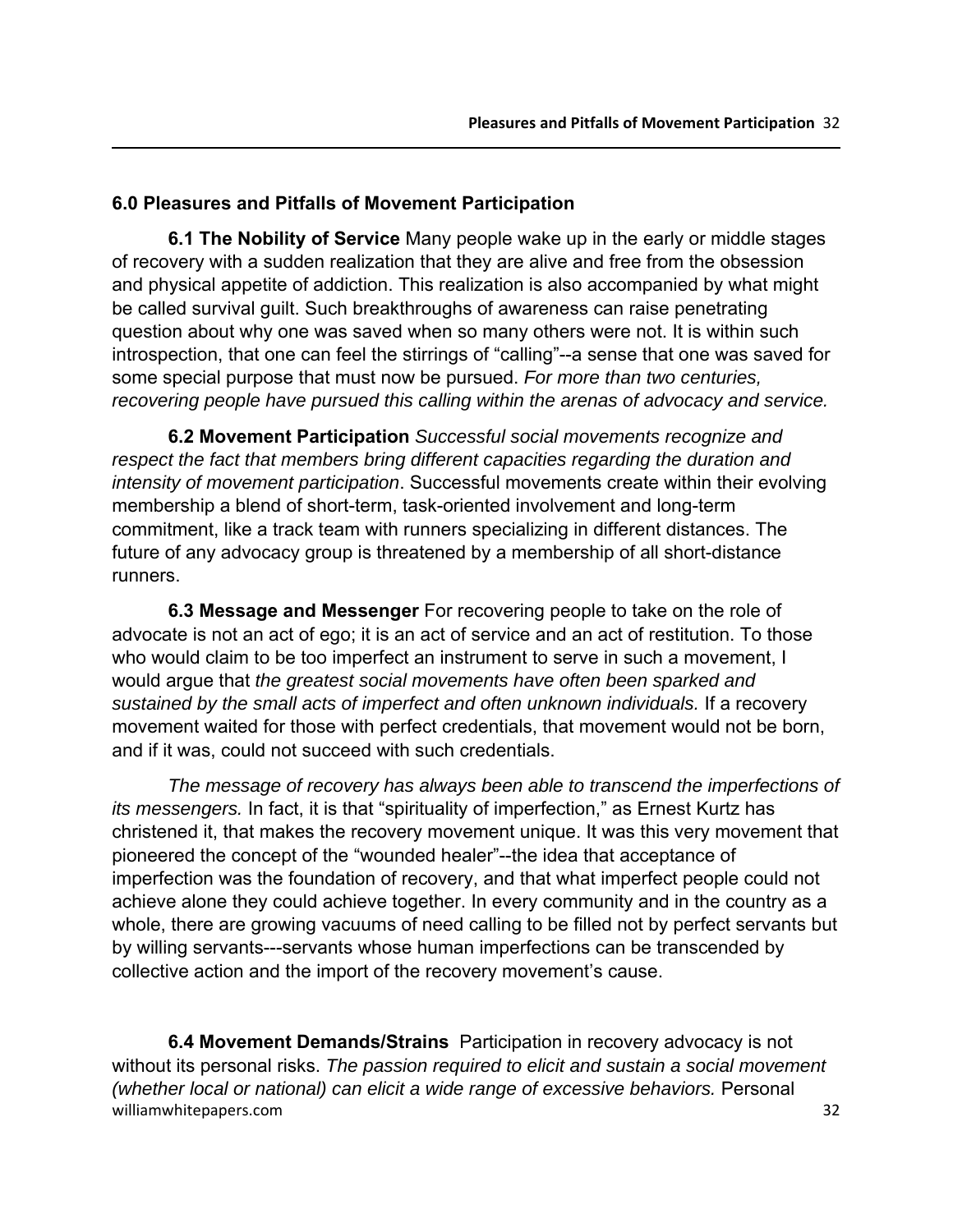## 6.0 Pleasures and Pitfalls of Movement Participation

**6.1 The Nobility of Service** Many people wake up in the early or middle stages of recovery with a sudden realization that they are alive and free from the obsession and physical appetite of addiction. This realization is also accompanied by what might be called survival guilt. Such breakthroughs of awareness can raise penetrating question about why one was saved when so many others were not. It is within such introspection, that one can feel the stirrings of "calling"--a sense that one was saved for some special purpose that must now be pursued. *For more than two centuries, recovering people have pursued this calling within the arenas of advocacy and service.*

**6.2 Movement Participation** *Successful social movements recognize and respect the fact that members bring different capacities regarding the duration and intensity of movement participation*. Successful movements create within their evolving membership a blend of short-term, task-oriented involvement and long-term commitment, like a track team with runners specializing in different distances. The future of any advocacy group is threatened by a membership of all short-distance runners.

**6.3 Message and Messenger** For recovering people to take on the role of advocate is not an act of ego; it is an act of service and an act of restitution. To those who would claim to be too imperfect an instrument to serve in such a movement, I would argue that *the greatest social movements have often been sparked and sustained by the small acts of imperfect and often unknown individuals.* If a recovery movement waited for those with perfect credentials, that movement would not be born, and if it was, could not succeed with such credentials.

*The message of recovery has always been able to transcend the imperfections of its messengers.* In fact, it is that "spirituality of imperfection," as Ernest Kurtz has christened it, that makes the recovery movement unique. It was this very movement that pioneered the concept of the "wounded healer"--the idea that acceptance of imperfection was the foundation of recovery, and that what imperfect people could not achieve alone they could achieve together. In every community and in the country as a whole, there are growing vacuums of need calling to be filled not by perfect servants but by willing servants---servants whose human imperfections can be transcended by collective action and the import of the recovery movement's cause.

**6.4 Movement Demands/Strains** Participation in recovery advocacy is not without its personal risks. *The passion required to elicit and sustain a social movement (whether local or national) can elicit a wide range of excessive behaviors.* Personal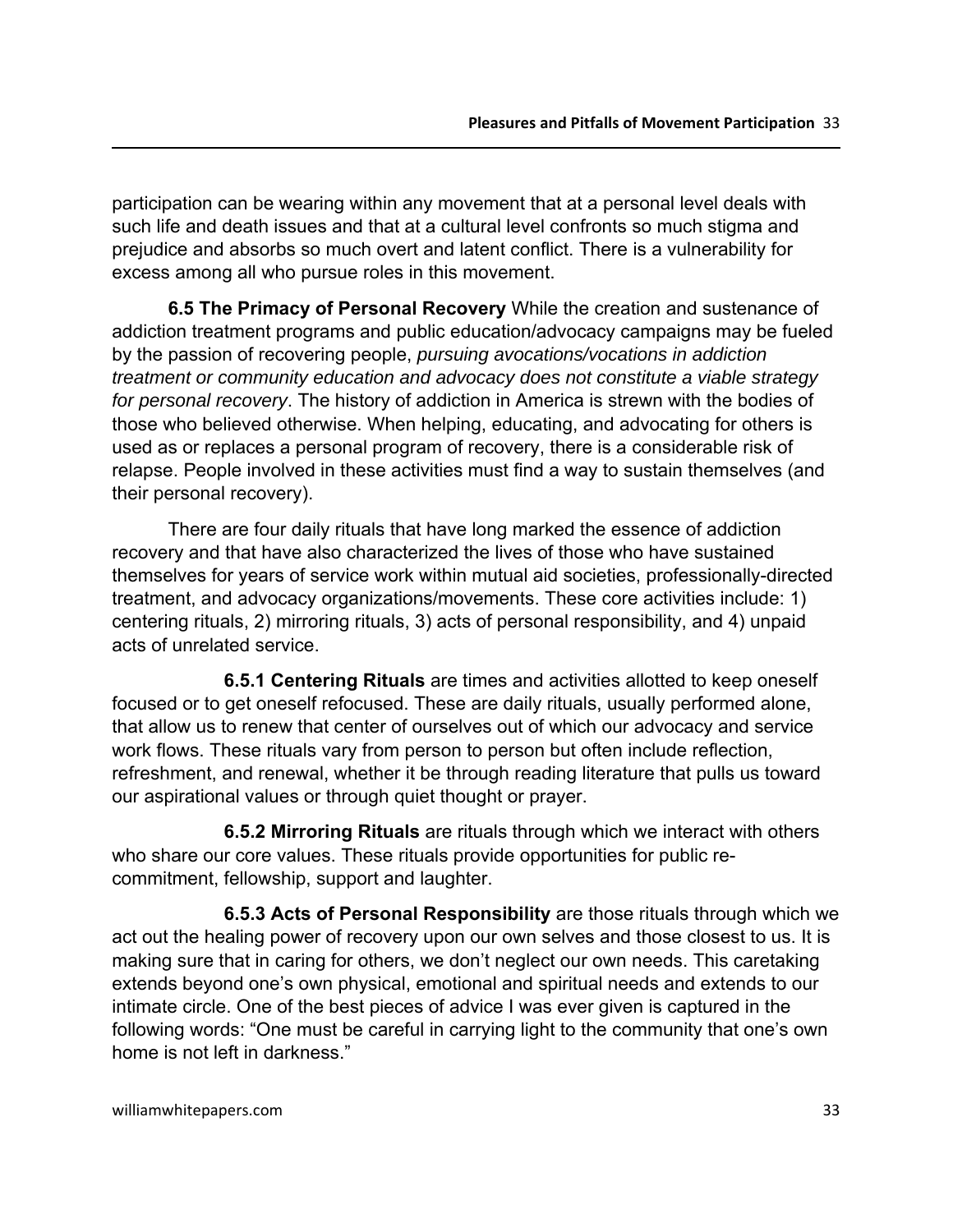participation can be wearing within any movement that at a personal level deals with such life and death issues and that at a cultural level confronts so much stigma and prejudice and absorbs so much overt and latent conflict. There is a vulnerability for excess among all who pursue roles in this movement.

**6.5 The Primacy of Personal Recovery** While the creation and sustenance of addiction treatment programs and public education/advocacy campaigns may be fueled by the passion of recovering people, *pursuing avocations/vocations in addiction treatment or community education and advocacy does not constitute a viable strategy for personal recovery*. The history of addiction in America is strewn with the bodies of those who believed otherwise. When helping, educating, and advocating for others is used as or replaces a personal program of recovery, there is a considerable risk of relapse. People involved in these activities must find a way to sustain themselves (and their personal recovery).

There are four daily rituals that have long marked the essence of addiction recovery and that have also characterized the lives of those who have sustained themselves for years of service work within mutual aid societies, professionally-directed treatment, and advocacy organizations/movements. These core activities include: 1) centering rituals, 2) mirroring rituals, 3) acts of personal responsibility, and 4) unpaid acts of unrelated service.

**6.5.1 Centering Rituals** are times and activities allotted to keep oneself focused or to get oneself refocused. These are daily rituals, usually performed alone, that allow us to renew that center of ourselves out of which our advocacy and service work flows. These rituals vary from person to person but often include reflection, refreshment, and renewal, whether it be through reading literature that pulls us toward our aspirational values or through quiet thought or prayer.

**6.5.2 Mirroring Rituals** are rituals through which we interact with others who share our core values. These rituals provide opportunities for public re-commitment, fellowship, support and laughter.

**6.5.3 Acts of Personal Responsibility** are those rituals through which we act out the healing power of recovery upon our own selves and those closest to us. It is making sure that in caring for others, we don't neglect our own needs. This caretaking extends beyond one's own physical, emotional and spiritual needs and extends to our intimate circle. One of the best pieces of advice I was ever given is captured in the following words: "One must be careful in carrying light to the community that one's own home is not left in darkness."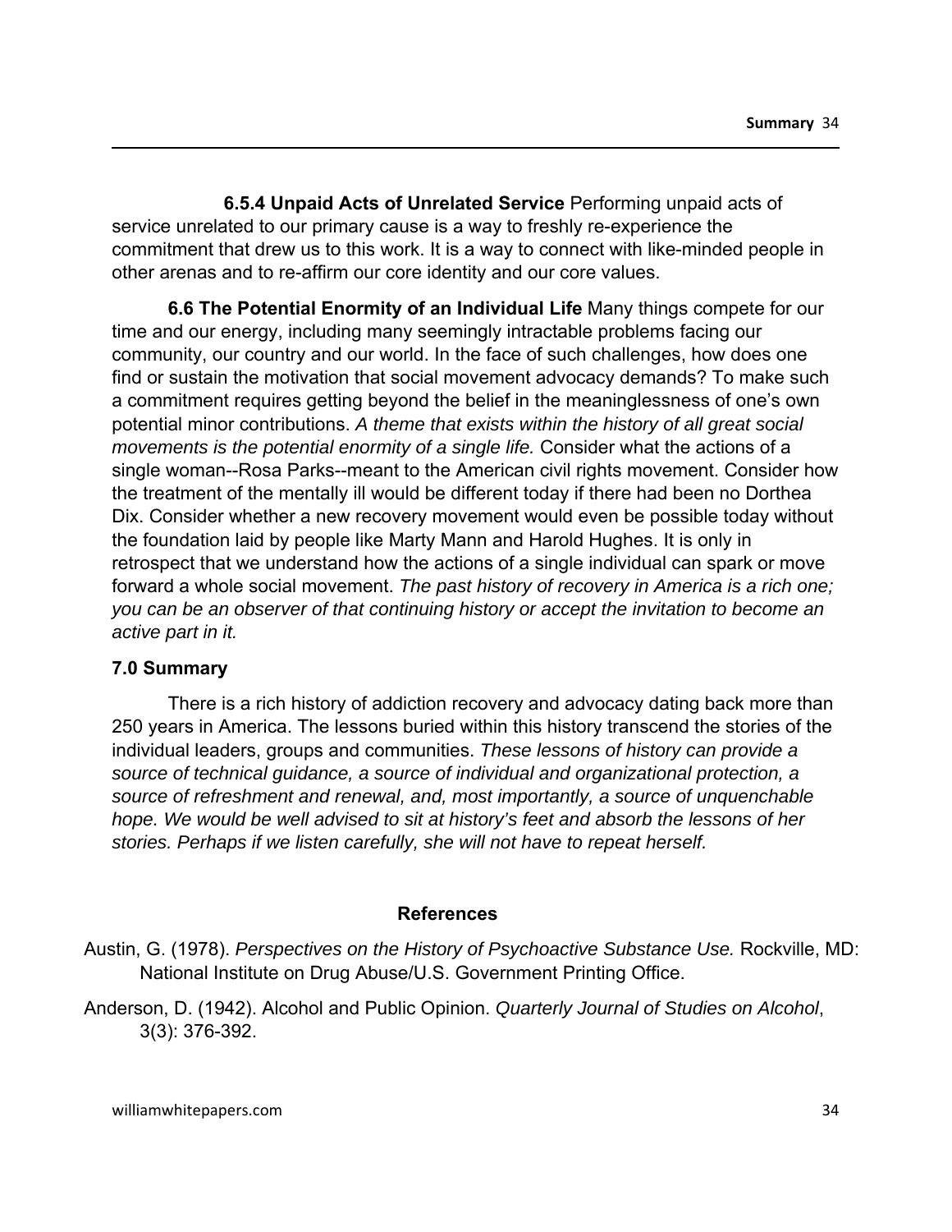**6.5.4 Unpaid Acts of Unrelated Service** Performing unpaid acts of service unrelated to our primary cause is a way to freshly re-experience the commitment that drew us to this work. It is a way to connect with like-minded people in other arenas and to re-affirm our core identity and our core values.

**6.6 The Potential Enormity of an Individual Life** Many things compete for our time and our energy, including many seemingly intractable problems facing our community, our country and our world. In the face of such challenges, how does one find or sustain the motivation that social movement advocacy demands? To make such a commitment requires getting beyond the belief in the meaninglessness of one's own potential minor contributions. *A theme that exists within the history of all great social movements is the potential enormity of a single life.* Consider what the actions of a single woman--Rosa Parks--meant to the American civil rights movement. Consider how the treatment of the mentally ill would be different today if there had been no Dorthea Dix. Consider whether a new recovery movement would even be possible today without the foundation laid by people like Marty Mann and Harold Hughes. It is only in retrospect that we understand how the actions of a single individual can spark or move forward a whole social movement. *The past history of recovery in America is a rich one; you can be an observer of that continuing history or accept the invitation to become an active part in it.*

## 7.0 Summary

There is a rich history of addiction recovery and advocacy dating back more than 250 years in America. The lessons buried within this history transcend the stories of the individual leaders, groups and communities. *These lessons of history can provide a source of technical guidance, a source of individual and organizational protection, a source of refreshment and renewal, and, most importantly, a source of unquenchable hope. We would be well advised to sit at history's feet and absorb the lessons of her stories. Perhaps if we listen carefully, she will not have to repeat herself.*

## References

Austin, G. (1978). *Perspectives on the History of Psychoactive Substance Use.* Rockville, MD: National Institute on Drug Abuse/U.S. Government Printing Office.

Anderson, D. (1942). Alcohol and Public Opinion. *Quarterly Journal of Studies on Alcohol*, 3(3): 376-392.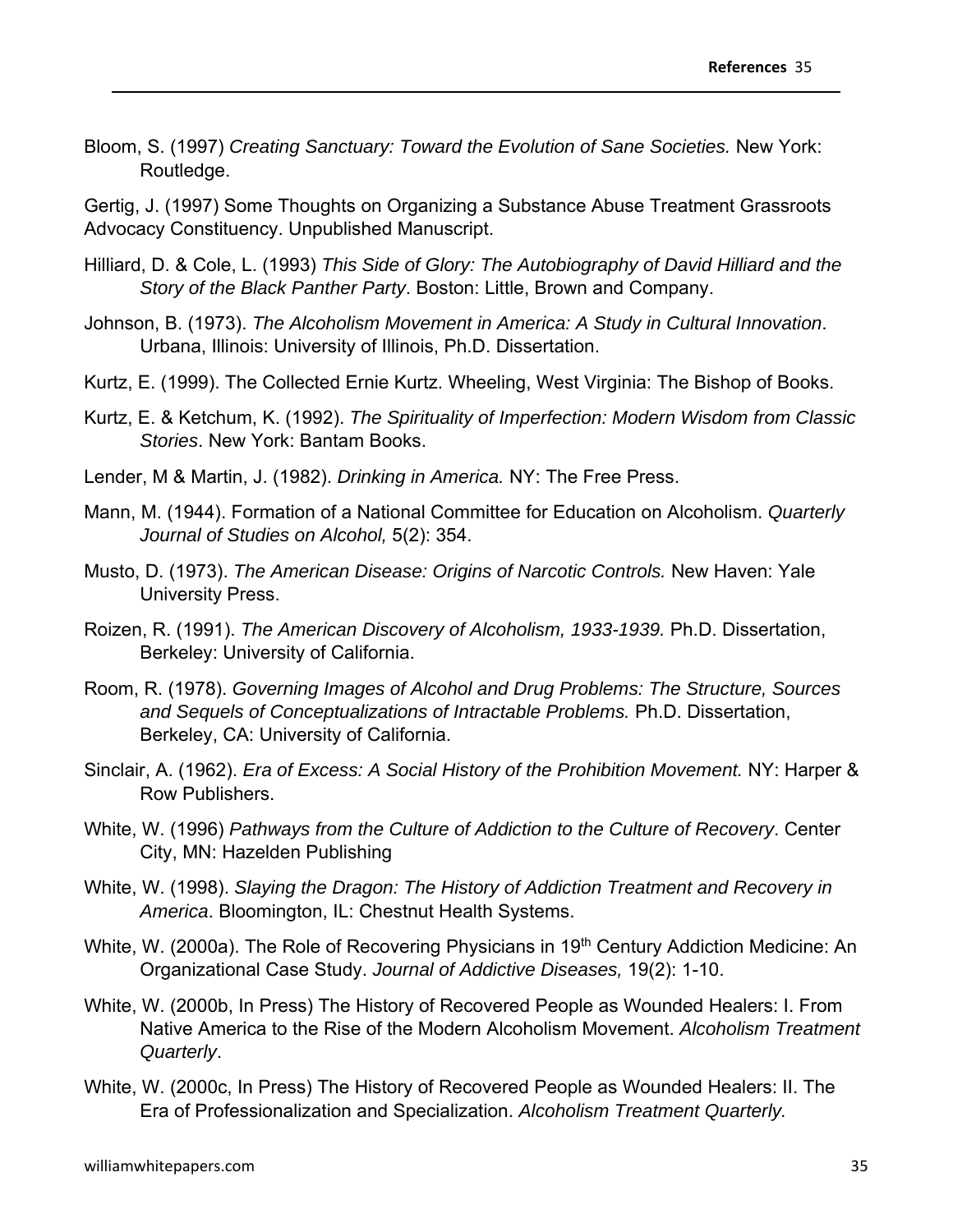Bloom, S. (1997) *Creating Sanctuary: Toward the Evolution of Sane Societies.* New York: Routledge.

Gertig, J. (1997) Some Thoughts on Organizing a Substance Abuse Treatment Grassroots Advocacy Constituency. Unpublished Manuscript.

Hilliard, D. & Cole, L. (1993) *This Side of Glory: The Autobiography of David Hilliard and the Story of the Black Panther Party*. Boston: Little, Brown and Company.

Johnson, B. (1973). *The Alcoholism Movement in America: A Study in Cultural Innovation*. Urbana, Illinois: University of Illinois, Ph.D. Dissertation.

Kurtz, E. (1999). The Collected Ernie Kurtz. Wheeling, West Virginia: The Bishop of Books.

Kurtz, E. & Ketchum, K. (1992). *The Spirituality of Imperfection: Modern Wisdom from Classic Stories*. New York: Bantam Books.

Lender, M & Martin, J. (1982). *Drinking in America.* NY: The Free Press.

Mann, M. (1944). Formation of a National Committee for Education on Alcoholism. *Quarterly Journal of Studies on Alcohol,* 5(2): 354.

Musto, D. (1973). *The American Disease: Origins of Narcotic Controls.* New Haven: Yale University Press.

Roizen, R. (1991). *The American Discovery of Alcoholism, 1933-1939.* Ph.D. Dissertation, Berkeley: University of California.

Room, R. (1978). *Governing Images of Alcohol and Drug Problems: The Structure, Sources and Sequels of Conceptualizations of Intractable Problems.* Ph.D. Dissertation, Berkeley, CA: University of California.

Sinclair, A. (1962). *Era of Excess: A Social History of the Prohibition Movement.* NY: Harper & Row Publishers.

White, W. (1996) *Pathways from the Culture of Addiction to the Culture of Recovery*. Center City, MN: Hazelden Publishing

White, W. (1998). *Slaying the Dragon: The History of Addiction Treatment and Recovery in America*. Bloomington, IL: Chestnut Health Systems.

White, W. (2000a). The Role of Recovering Physicians in 19th Century Addiction Medicine: An Organizational Case Study. *Journal of Addictive Diseases,* 19(2): 1-10.

White, W. (2000b, In Press) The History of Recovered People as Wounded Healers: I. From Native America to the Rise of the Modern Alcoholism Movement. *Alcoholism Treatment Quarterly*.

White, W. (2000c, In Press) The History of Recovered People as Wounded Healers: II. The Era of Professionalization and Specialization. *Alcoholism Treatment Quarterly.*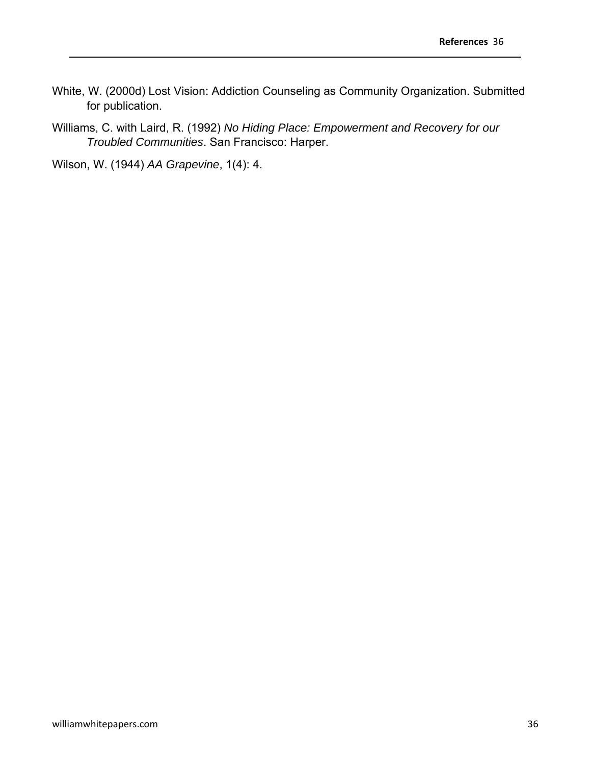White, W. (2000d) Lost Vision: Addiction Counseling as Community Organization. Submitted for publication.

Williams, C. with Laird, R. (1992) *No Hiding Place: Empowerment and Recovery for our Troubled Communities*. San Francisco: Harper.

Wilson, W. (1944) *AA Grapevine*, 1(4): 4.